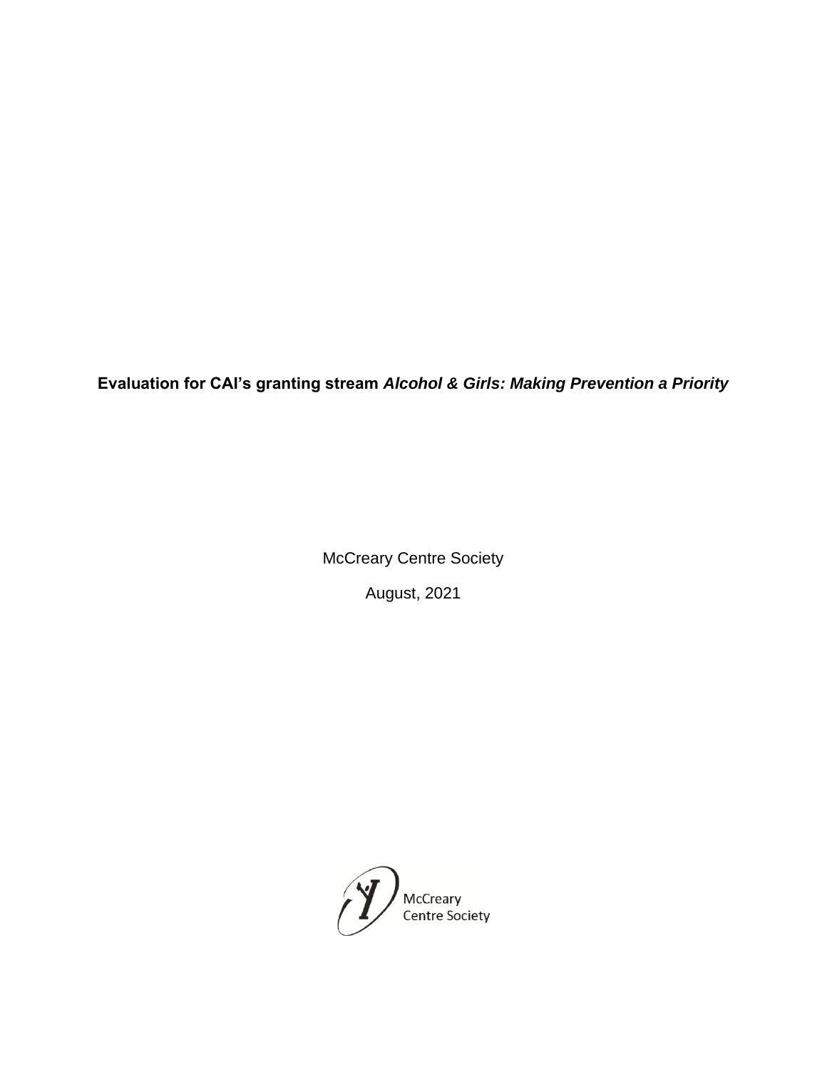**Evaluation for CAI's granting stream *Alcohol & Girls: Making Prevention a Priority***

McCreary Centre Society

August, 2021

McCreary Centre Society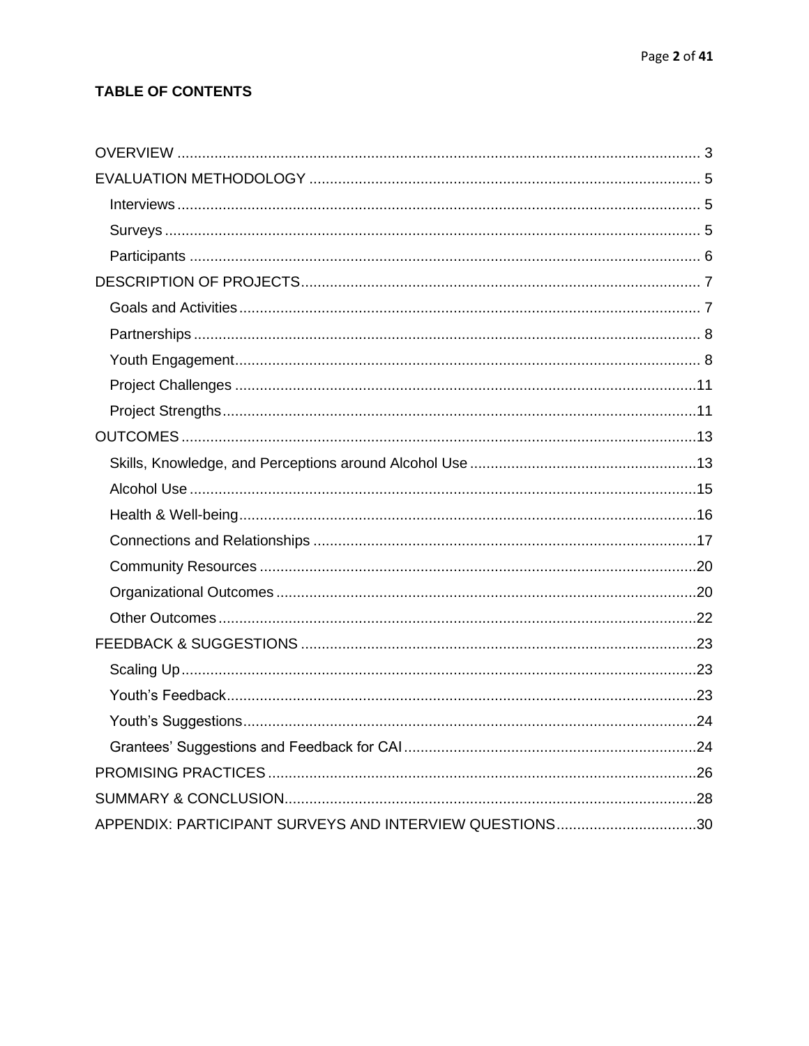**TABLE OF CONTENTS**

OVERVIEW ... 3
EVALUATION METHODOLOGY ... 5
- Interviews ... 5
- Surveys ... 5
- Participants ... 6

DESCRIPTION OF PROJECTS ... 7
- Goals and Activities ... 7
- Partnerships ... 8
- Youth Engagement ... 8
- Project Challenges ... 11
- Project Strengths ... 11

OUTCOMES ... 13
- Skills, Knowledge, and Perceptions around Alcohol Use ... 13
- Alcohol Use ... 15
- Health & Well-being ... 16
- Connections and Relationships ... 17
- Community Resources ... 20
- Organizational Outcomes ... 20
- Other Outcomes ... 22

FEEDBACK & SUGGESTIONS ... 23
- Scaling Up ... 23
- Youth's Feedback ... 23
- Youth's Suggestions ... 24
- Grantees' Suggestions and Feedback for CAI ... 24

PROMISING PRACTICES ... 26
SUMMARY & CONCLUSION ... 28
APPENDIX: PARTICIPANT SURVEYS AND INTERVIEW QUESTIONS ... 30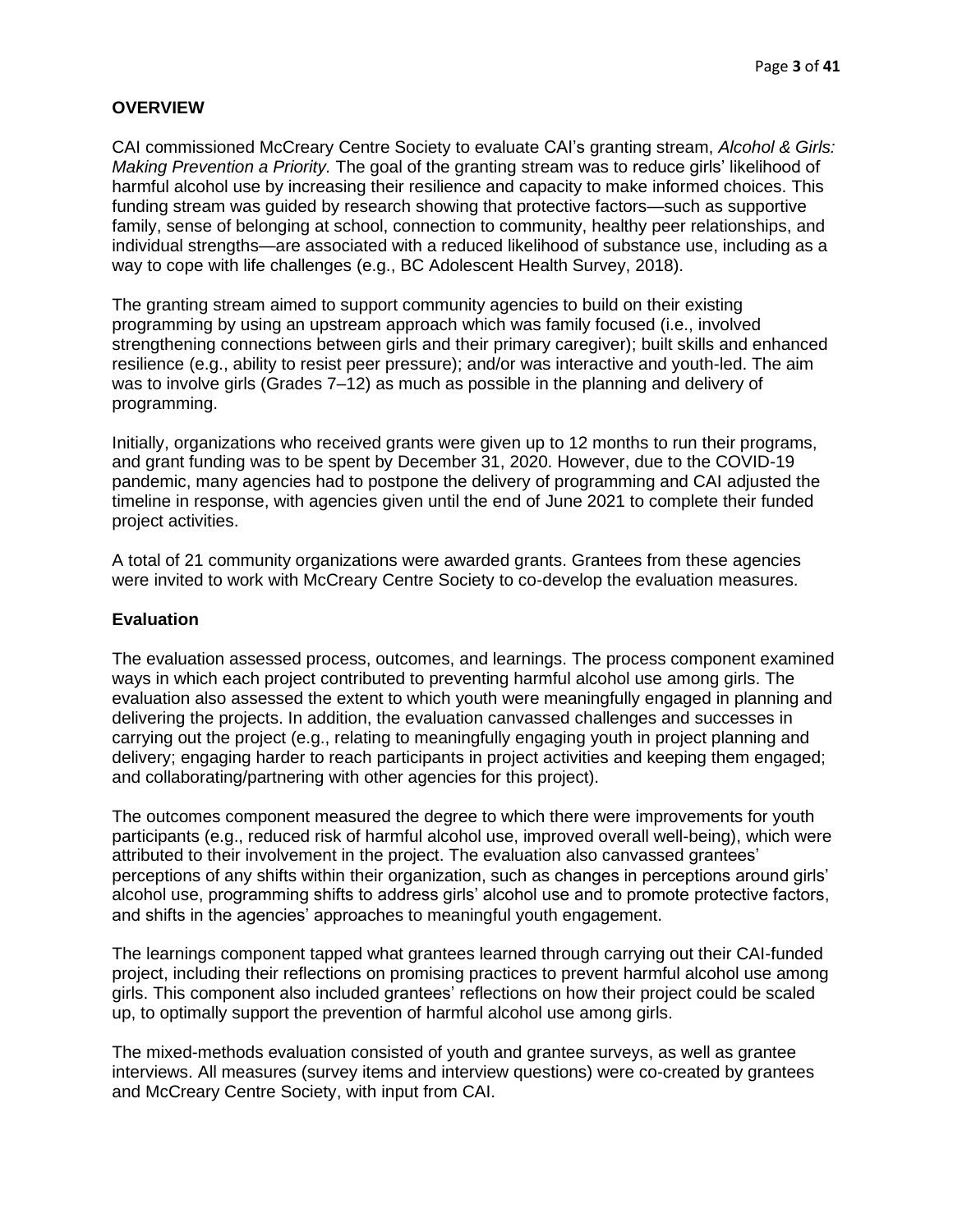## OVERVIEW

CAI commissioned McCreary Centre Society to evaluate CAI's granting stream, *Alcohol & Girls: Making Prevention a Priority.* The goal of the granting stream was to reduce girls' likelihood of harmful alcohol use by increasing their resilience and capacity to make informed choices. This funding stream was guided by research showing that protective factors—such as supportive family, sense of belonging at school, connection to community, healthy peer relationships, and individual strengths—are associated with a reduced likelihood of substance use, including as a way to cope with life challenges (e.g., BC Adolescent Health Survey, 2018).

The granting stream aimed to support community agencies to build on their existing programming by using an upstream approach which was family focused (i.e., involved strengthening connections between girls and their primary caregiver); built skills and enhanced resilience (e.g., ability to resist peer pressure); and/or was interactive and youth-led. The aim was to involve girls (Grades 7–12) as much as possible in the planning and delivery of programming.

Initially, organizations who received grants were given up to 12 months to run their programs, and grant funding was to be spent by December 31, 2020. However, due to the COVID-19 pandemic, many agencies had to postpone the delivery of programming and CAI adjusted the timeline in response, with agencies given until the end of June 2021 to complete their funded project activities.

A total of 21 community organizations were awarded grants. Grantees from these agencies were invited to work with McCreary Centre Society to co-develop the evaluation measures.

### Evaluation

The evaluation assessed process, outcomes, and learnings. The process component examined ways in which each project contributed to preventing harmful alcohol use among girls. The evaluation also assessed the extent to which youth were meaningfully engaged in planning and delivering the projects. In addition, the evaluation canvassed challenges and successes in carrying out the project (e.g., relating to meaningfully engaging youth in project planning and delivery; engaging harder to reach participants in project activities and keeping them engaged; and collaborating/partnering with other agencies for this project).

The outcomes component measured the degree to which there were improvements for youth participants (e.g., reduced risk of harmful alcohol use, improved overall well-being), which were attributed to their involvement in the project. The evaluation also canvassed grantees' perceptions of any shifts within their organization, such as changes in perceptions around girls' alcohol use, programming shifts to address girls' alcohol use and to promote protective factors, and shifts in the agencies' approaches to meaningful youth engagement.

The learnings component tapped what grantees learned through carrying out their CAI-funded project, including their reflections on promising practices to prevent harmful alcohol use among girls. This component also included grantees' reflections on how their project could be scaled up, to optimally support the prevention of harmful alcohol use among girls.

The mixed-methods evaluation consisted of youth and grantee surveys, as well as grantee interviews. All measures (survey items and interview questions) were co-created by grantees and McCreary Centre Society, with input from CAI.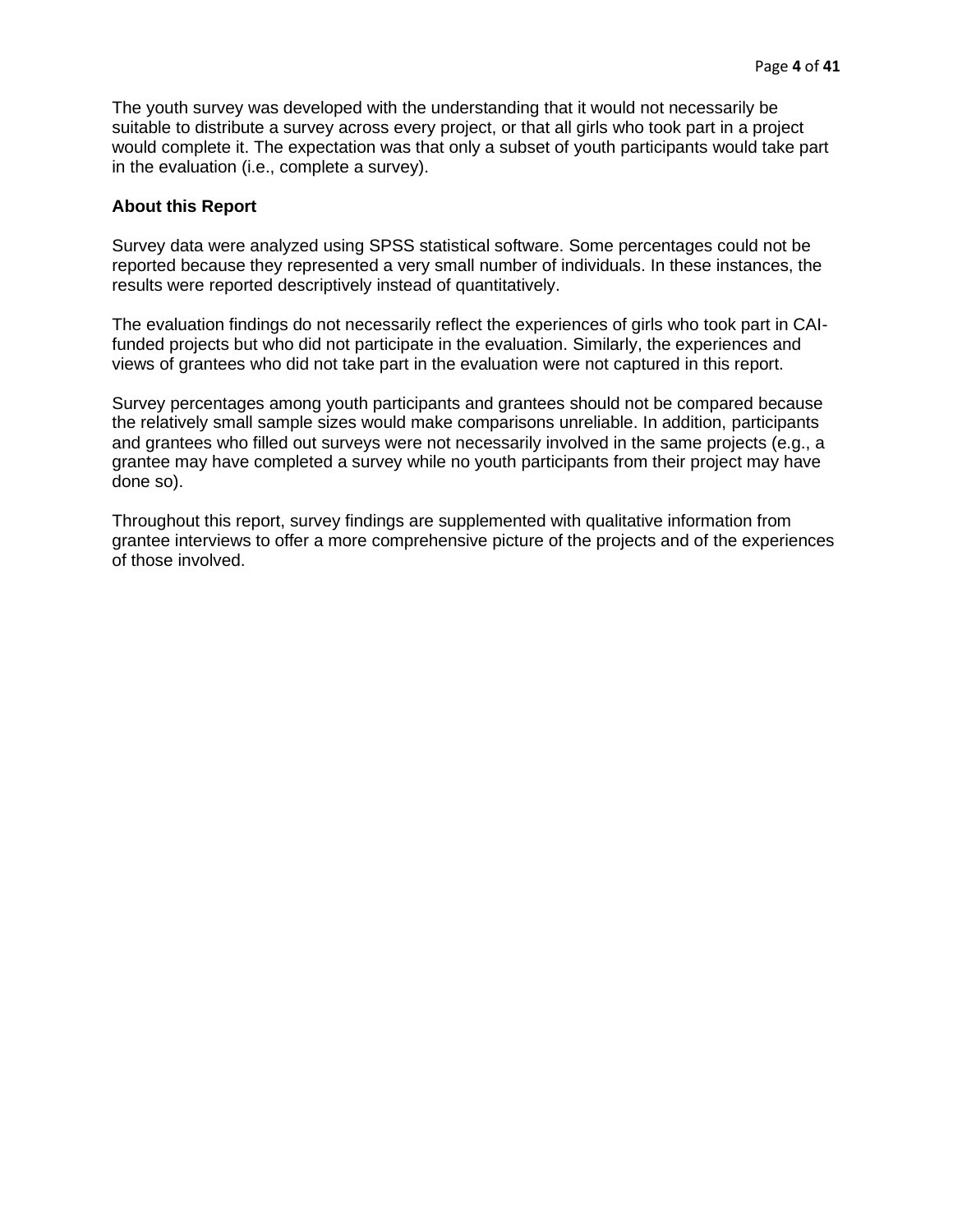The youth survey was developed with the understanding that it would not necessarily be suitable to distribute a survey across every project, or that all girls who took part in a project would complete it. The expectation was that only a subset of youth participants would take part in the evaluation (i.e., complete a survey).

**About this Report**

Survey data were analyzed using SPSS statistical software. Some percentages could not be reported because they represented a very small number of individuals. In these instances, the results were reported descriptively instead of quantitatively.

The evaluation findings do not necessarily reflect the experiences of girls who took part in CAI-funded projects but who did not participate in the evaluation. Similarly, the experiences and views of grantees who did not take part in the evaluation were not captured in this report.

Survey percentages among youth participants and grantees should not be compared because the relatively small sample sizes would make comparisons unreliable. In addition, participants and grantees who filled out surveys were not necessarily involved in the same projects (e.g., a grantee may have completed a survey while no youth participants from their project may have done so).

Throughout this report, survey findings are supplemented with qualitative information from grantee interviews to offer a more comprehensive picture of the projects and of the experiences of those involved.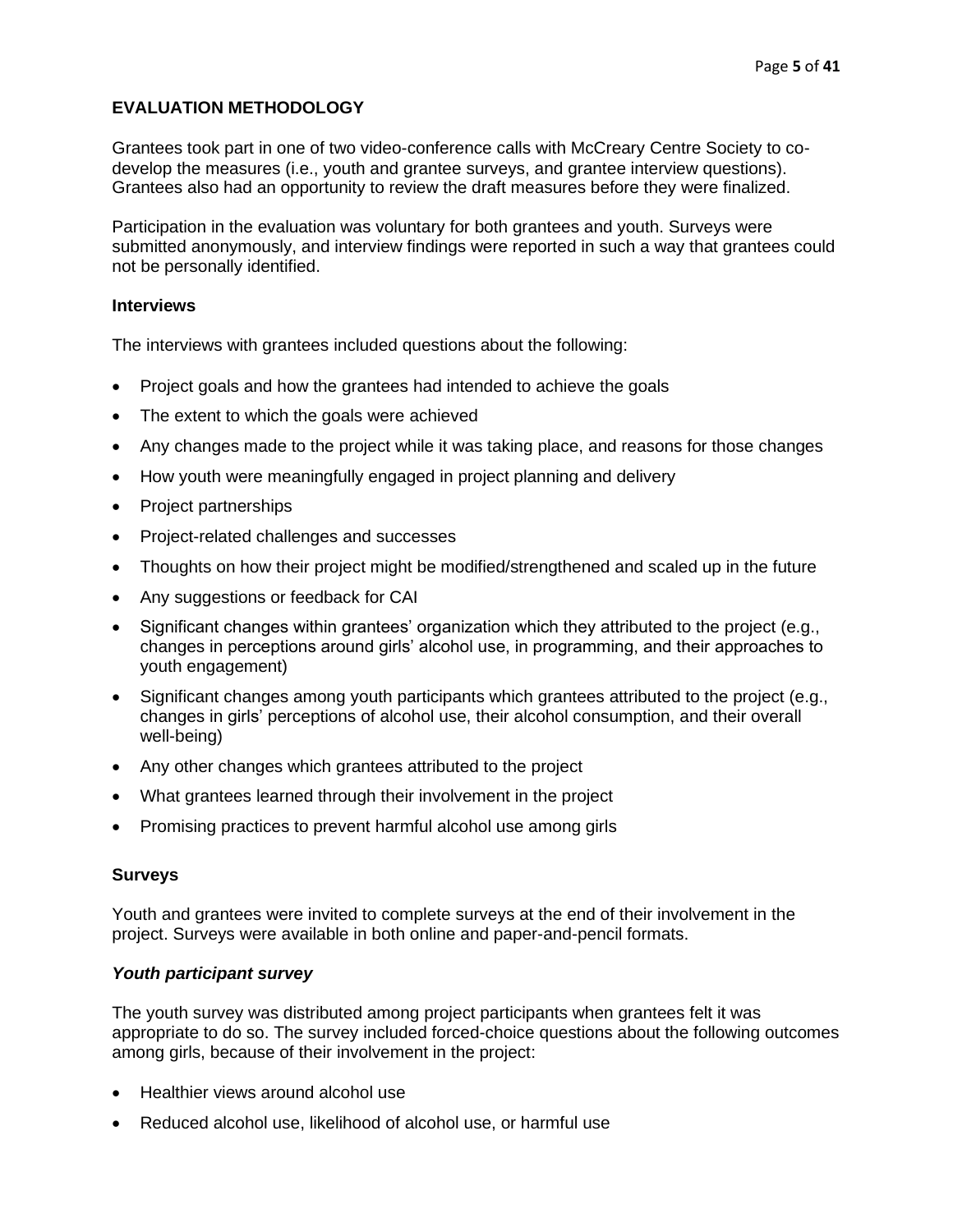## EVALUATION METHODOLOGY

Grantees took part in one of two video-conference calls with McCreary Centre Society to co-develop the measures (i.e., youth and grantee surveys, and grantee interview questions). Grantees also had an opportunity to review the draft measures before they were finalized.

Participation in the evaluation was voluntary for both grantees and youth. Surveys were submitted anonymously, and interview findings were reported in such a way that grantees could not be personally identified.

### Interviews

The interviews with grantees included questions about the following:

- Project goals and how the grantees had intended to achieve the goals
- The extent to which the goals were achieved
- Any changes made to the project while it was taking place, and reasons for those changes
- How youth were meaningfully engaged in project planning and delivery
- Project partnerships
- Project-related challenges and successes
- Thoughts on how their project might be modified/strengthened and scaled up in the future
- Any suggestions or feedback for CAI
- Significant changes within grantees' organization which they attributed to the project (e.g., changes in perceptions around girls' alcohol use, in programming, and their approaches to youth engagement)
- Significant changes among youth participants which grantees attributed to the project (e.g., changes in girls' perceptions of alcohol use, their alcohol consumption, and their overall well-being)
- Any other changes which grantees attributed to the project
- What grantees learned through their involvement in the project
- Promising practices to prevent harmful alcohol use among girls

### Surveys

Youth and grantees were invited to complete surveys at the end of their involvement in the project. Surveys were available in both online and paper-and-pencil formats.

#### *Youth participant survey*

The youth survey was distributed among project participants when grantees felt it was appropriate to do so. The survey included forced-choice questions about the following outcomes among girls, because of their involvement in the project:

- Healthier views around alcohol use
- Reduced alcohol use, likelihood of alcohol use, or harmful use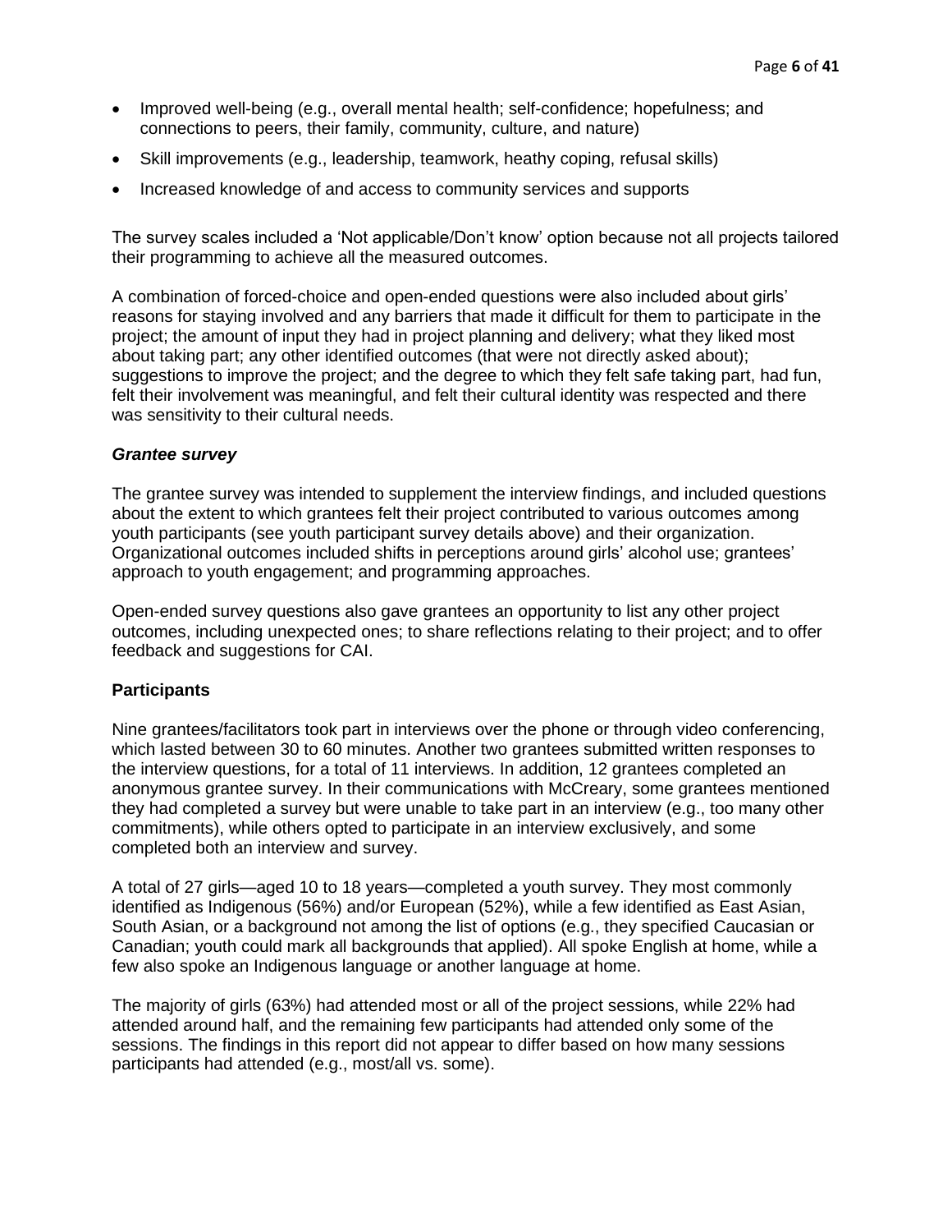- Improved well-being (e.g., overall mental health; self-confidence; hopefulness; and connections to peers, their family, community, culture, and nature)
- Skill improvements (e.g., leadership, teamwork, heathy coping, refusal skills)
- Increased knowledge of and access to community services and supports

The survey scales included a 'Not applicable/Don't know' option because not all projects tailored their programming to achieve all the measured outcomes.

A combination of forced-choice and open-ended questions were also included about girls' reasons for staying involved and any barriers that made it difficult for them to participate in the project; the amount of input they had in project planning and delivery; what they liked most about taking part; any other identified outcomes (that were not directly asked about); suggestions to improve the project; and the degree to which they felt safe taking part, had fun, felt their involvement was meaningful, and felt their cultural identity was respected and there was sensitivity to their cultural needs.

***Grantee survey***

The grantee survey was intended to supplement the interview findings, and included questions about the extent to which grantees felt their project contributed to various outcomes among youth participants (see youth participant survey details above) and their organization. Organizational outcomes included shifts in perceptions around girls' alcohol use; grantees' approach to youth engagement; and programming approaches.

Open-ended survey questions also gave grantees an opportunity to list any other project outcomes, including unexpected ones; to share reflections relating to their project; and to offer feedback and suggestions for CAI.

**Participants**

Nine grantees/facilitators took part in interviews over the phone or through video conferencing, which lasted between 30 to 60 minutes. Another two grantees submitted written responses to the interview questions, for a total of 11 interviews. In addition, 12 grantees completed an anonymous grantee survey. In their communications with McCreary, some grantees mentioned they had completed a survey but were unable to take part in an interview (e.g., too many other commitments), while others opted to participate in an interview exclusively, and some completed both an interview and survey.

A total of 27 girls—aged 10 to 18 years—completed a youth survey. They most commonly identified as Indigenous (56%) and/or European (52%), while a few identified as East Asian, South Asian, or a background not among the list of options (e.g., they specified Caucasian or Canadian; youth could mark all backgrounds that applied). All spoke English at home, while a few also spoke an Indigenous language or another language at home.

The majority of girls (63%) had attended most or all of the project sessions, while 22% had attended around half, and the remaining few participants had attended only some of the sessions. The findings in this report did not appear to differ based on how many sessions participants had attended (e.g., most/all vs. some).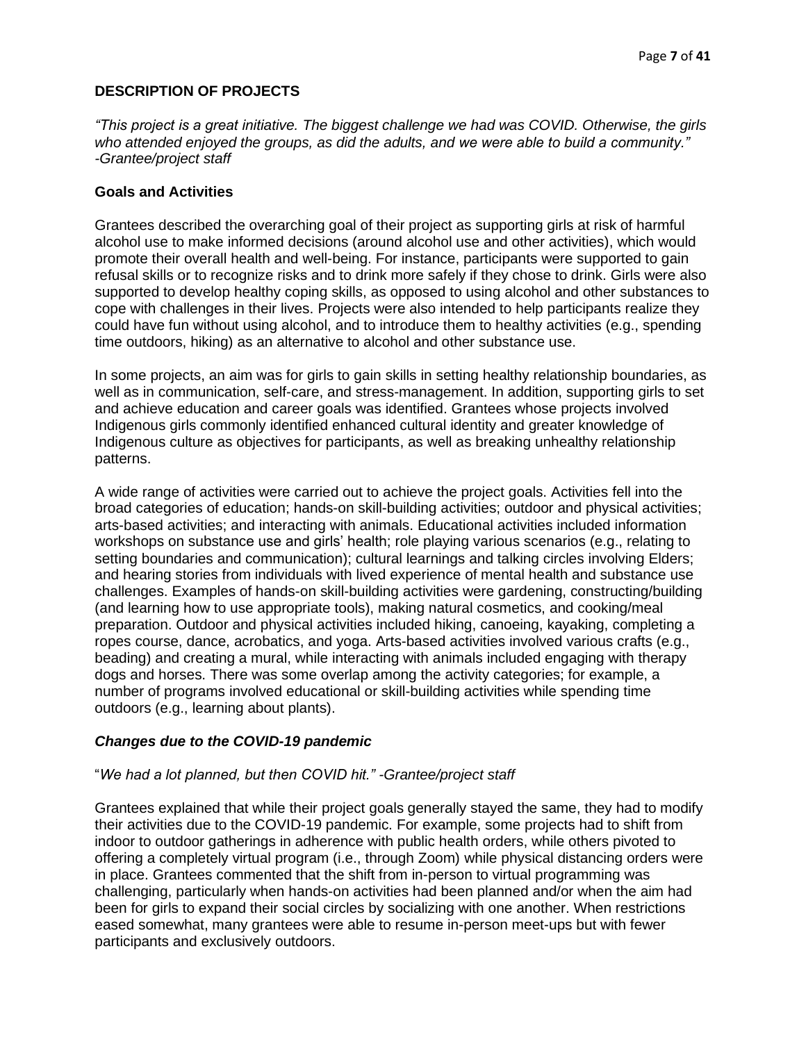## DESCRIPTION OF PROJECTS

*"This project is a great initiative. The biggest challenge we had was COVID. Otherwise, the girls who attended enjoyed the groups, as did the adults, and we were able to build a community." -Grantee/project staff*

### Goals and Activities

Grantees described the overarching goal of their project as supporting girls at risk of harmful alcohol use to make informed decisions (around alcohol use and other activities), which would promote their overall health and well-being. For instance, participants were supported to gain refusal skills or to recognize risks and to drink more safely if they chose to drink. Girls were also supported to develop healthy coping skills, as opposed to using alcohol and other substances to cope with challenges in their lives. Projects were also intended to help participants realize they could have fun without using alcohol, and to introduce them to healthy activities (e.g., spending time outdoors, hiking) as an alternative to alcohol and other substance use.

In some projects, an aim was for girls to gain skills in setting healthy relationship boundaries, as well as in communication, self-care, and stress-management. In addition, supporting girls to set and achieve education and career goals was identified. Grantees whose projects involved Indigenous girls commonly identified enhanced cultural identity and greater knowledge of Indigenous culture as objectives for participants, as well as breaking unhealthy relationship patterns.

A wide range of activities were carried out to achieve the project goals. Activities fell into the broad categories of education; hands-on skill-building activities; outdoor and physical activities; arts-based activities; and interacting with animals. Educational activities included information workshops on substance use and girls' health; role playing various scenarios (e.g., relating to setting boundaries and communication); cultural learnings and talking circles involving Elders; and hearing stories from individuals with lived experience of mental health and substance use challenges. Examples of hands-on skill-building activities were gardening, constructing/building (and learning how to use appropriate tools), making natural cosmetics, and cooking/meal preparation. Outdoor and physical activities included hiking, canoeing, kayaking, completing a ropes course, dance, acrobatics, and yoga. Arts-based activities involved various crafts (e.g., beading) and creating a mural, while interacting with animals included engaging with therapy dogs and horses. There was some overlap among the activity categories; for example, a number of programs involved educational or skill-building activities while spending time outdoors (e.g., learning about plants).

#### *Changes due to the COVID-19 pandemic*

"*We had a lot planned, but then COVID hit." -Grantee/project staff*

Grantees explained that while their project goals generally stayed the same, they had to modify their activities due to the COVID-19 pandemic. For example, some projects had to shift from indoor to outdoor gatherings in adherence with public health orders, while others pivoted to offering a completely virtual program (i.e., through Zoom) while physical distancing orders were in place. Grantees commented that the shift from in-person to virtual programming was challenging, particularly when hands-on activities had been planned and/or when the aim had been for girls to expand their social circles by socializing with one another. When restrictions eased somewhat, many grantees were able to resume in-person meet-ups but with fewer participants and exclusively outdoors.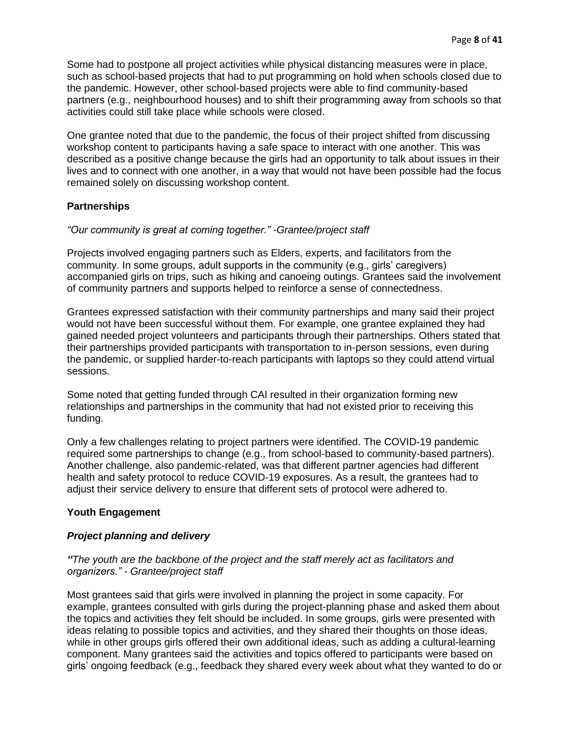Some had to postpone all project activities while physical distancing measures were in place, such as school-based projects that had to put programming on hold when schools closed due to the pandemic. However, other school-based projects were able to find community-based partners (e.g., neighbourhood houses) and to shift their programming away from schools so that activities could still take place while schools were closed.

One grantee noted that due to the pandemic, the focus of their project shifted from discussing workshop content to participants having a safe space to interact with one another. This was described as a positive change because the girls had an opportunity to talk about issues in their lives and to connect with one another, in a way that would not have been possible had the focus remained solely on discussing workshop content.

### Partnerships

*"Our community is great at coming together." -Grantee/project staff*

Projects involved engaging partners such as Elders, experts, and facilitators from the community. In some groups, adult supports in the community (e.g., girls' caregivers) accompanied girls on trips, such as hiking and canoeing outings. Grantees said the involvement of community partners and supports helped to reinforce a sense of connectedness.

Grantees expressed satisfaction with their community partnerships and many said their project would not have been successful without them. For example, one grantee explained they had gained needed project volunteers and participants through their partnerships. Others stated that their partnerships provided participants with transportation to in-person sessions, even during the pandemic, or supplied harder-to-reach participants with laptops so they could attend virtual sessions.

Some noted that getting funded through CAI resulted in their organization forming new relationships and partnerships in the community that had not existed prior to receiving this funding.

Only a few challenges relating to project partners were identified. The COVID-19 pandemic required some partnerships to change (e.g., from school-based to community-based partners). Another challenge, also pandemic-related, was that different partner agencies had different health and safety protocol to reduce COVID-19 exposures. As a result, the grantees had to adjust their service delivery to ensure that different sets of protocol were adhered to.

### Youth Engagement

#### *Project planning and delivery*

*"The youth are the backbone of the project and the staff merely act as facilitators and organizers." - Grantee/project staff*

Most grantees said that girls were involved in planning the project in some capacity. For example, grantees consulted with girls during the project-planning phase and asked them about the topics and activities they felt should be included. In some groups, girls were presented with ideas relating to possible topics and activities, and they shared their thoughts on those ideas, while in other groups girls offered their own additional ideas, such as adding a cultural-learning component. Many grantees said the activities and topics offered to participants were based on girls' ongoing feedback (e.g., feedback they shared every week about what they wanted to do or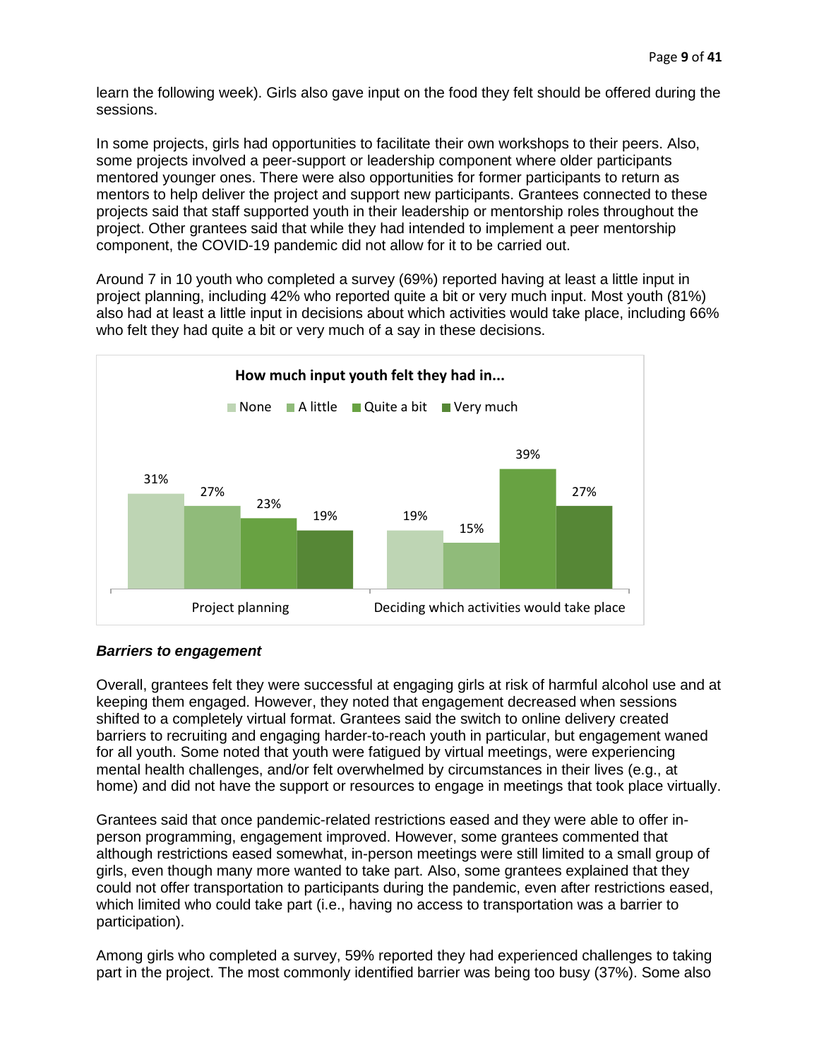learn the following week). Girls also gave input on the food they felt should be offered during the sessions.

In some projects, girls had opportunities to facilitate their own workshops to their peers. Also, some projects involved a peer-support or leadership component where older participants mentored younger ones. There were also opportunities for former participants to return as mentors to help deliver the project and support new participants. Grantees connected to these projects said that staff supported youth in their leadership or mentorship roles throughout the project. Other grantees said that while they had intended to implement a peer mentorship component, the COVID-19 pandemic did not allow for it to be carried out.

Around 7 in 10 youth who completed a survey (69%) reported having at least a little input in project planning, including 42% who reported quite a bit or very much input. Most youth (81%) also had at least a little input in decisions about which activities would take place, including 66% who felt they had quite a bit or very much of a say in these decisions.

**How much input youth felt they had in...**

| | None | A little | Quite a bit | Very much |
|---|---|---|---|---|
| Project planning | 31% | 27% | 23% | 19% |
| Deciding which activities would take place | 19% | 15% | 39% | 27% |

### *Barriers to engagement*

Overall, grantees felt they were successful at engaging girls at risk of harmful alcohol use and at keeping them engaged. However, they noted that engagement decreased when sessions shifted to a completely virtual format. Grantees said the switch to online delivery created barriers to recruiting and engaging harder-to-reach youth in particular, but engagement waned for all youth. Some noted that youth were fatigued by virtual meetings, were experiencing mental health challenges, and/or felt overwhelmed by circumstances in their lives (e.g., at home) and did not have the support or resources to engage in meetings that took place virtually.

Grantees said that once pandemic-related restrictions eased and they were able to offer in-person programming, engagement improved. However, some grantees commented that although restrictions eased somewhat, in-person meetings were still limited to a small group of girls, even though many more wanted to take part. Also, some grantees explained that they could not offer transportation to participants during the pandemic, even after restrictions eased, which limited who could take part (i.e., having no access to transportation was a barrier to participation).

Among girls who completed a survey, 59% reported they had experienced challenges to taking part in the project. The most commonly identified barrier was being too busy (37%). Some also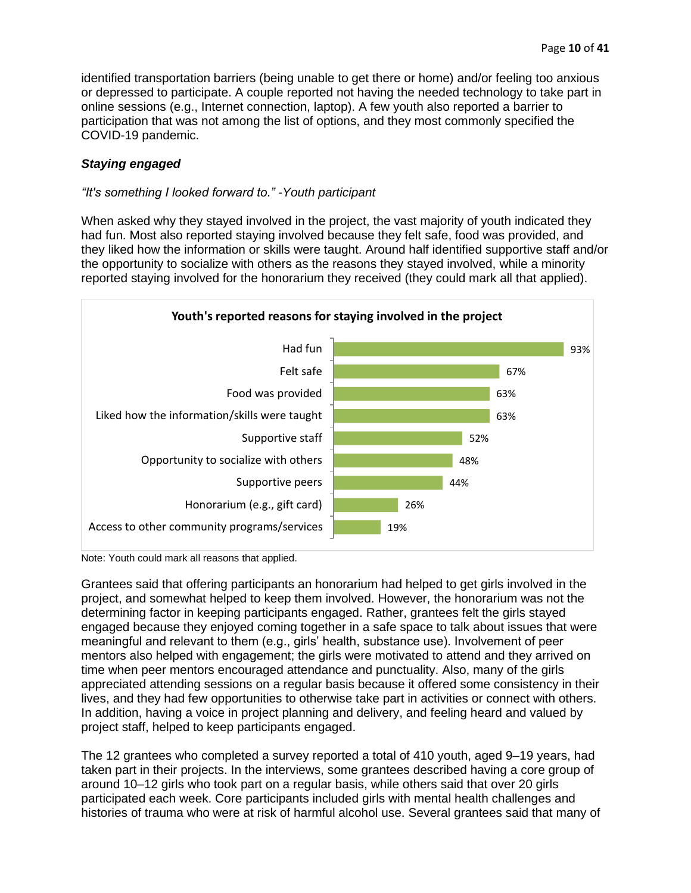identified transportation barriers (being unable to get there or home) and/or feeling too anxious or depressed to participate. A couple reported not having the needed technology to take part in online sessions (e.g., Internet connection, laptop). A few youth also reported a barrier to participation that was not among the list of options, and they most commonly specified the COVID-19 pandemic.

### *Staying engaged*

*"It's something I looked forward to." -Youth participant*

When asked why they stayed involved in the project, the vast majority of youth indicated they had fun. Most also reported staying involved because they felt safe, food was provided, and they liked how the information or skills were taught. Around half identified supportive staff and/or the opportunity to socialize with others as the reasons they stayed involved, while a minority reported staying involved for the honorarium they received (they could mark all that applied).

**Youth's reported reasons for staying involved in the project**

| Reason | Percentage |
|---|---|
| Had fun | 93% |
| Felt safe | 67% |
| Food was provided | 63% |
| Liked how the information/skills were taught | 63% |
| Supportive staff | 52% |
| Opportunity to socialize with others | 48% |
| Supportive peers | 44% |
| Honorarium (e.g., gift card) | 26% |
| Access to other community programs/services | 19% |

Note: Youth could mark all reasons that applied.

Grantees said that offering participants an honorarium had helped to get girls involved in the project, and somewhat helped to keep them involved. However, the honorarium was not the determining factor in keeping participants engaged. Rather, grantees felt the girls stayed engaged because they enjoyed coming together in a safe space to talk about issues that were meaningful and relevant to them (e.g., girls' health, substance use). Involvement of peer mentors also helped with engagement; the girls were motivated to attend and they arrived on time when peer mentors encouraged attendance and punctuality. Also, many of the girls appreciated attending sessions on a regular basis because it offered some consistency in their lives, and they had few opportunities to otherwise take part in activities or connect with others. In addition, having a voice in project planning and delivery, and feeling heard and valued by project staff, helped to keep participants engaged.

The 12 grantees who completed a survey reported a total of 410 youth, aged 9–19 years, had taken part in their projects. In the interviews, some grantees described having a core group of around 10–12 girls who took part on a regular basis, while others said that over 20 girls participated each week. Core participants included girls with mental health challenges and histories of trauma who were at risk of harmful alcohol use. Several grantees said that many of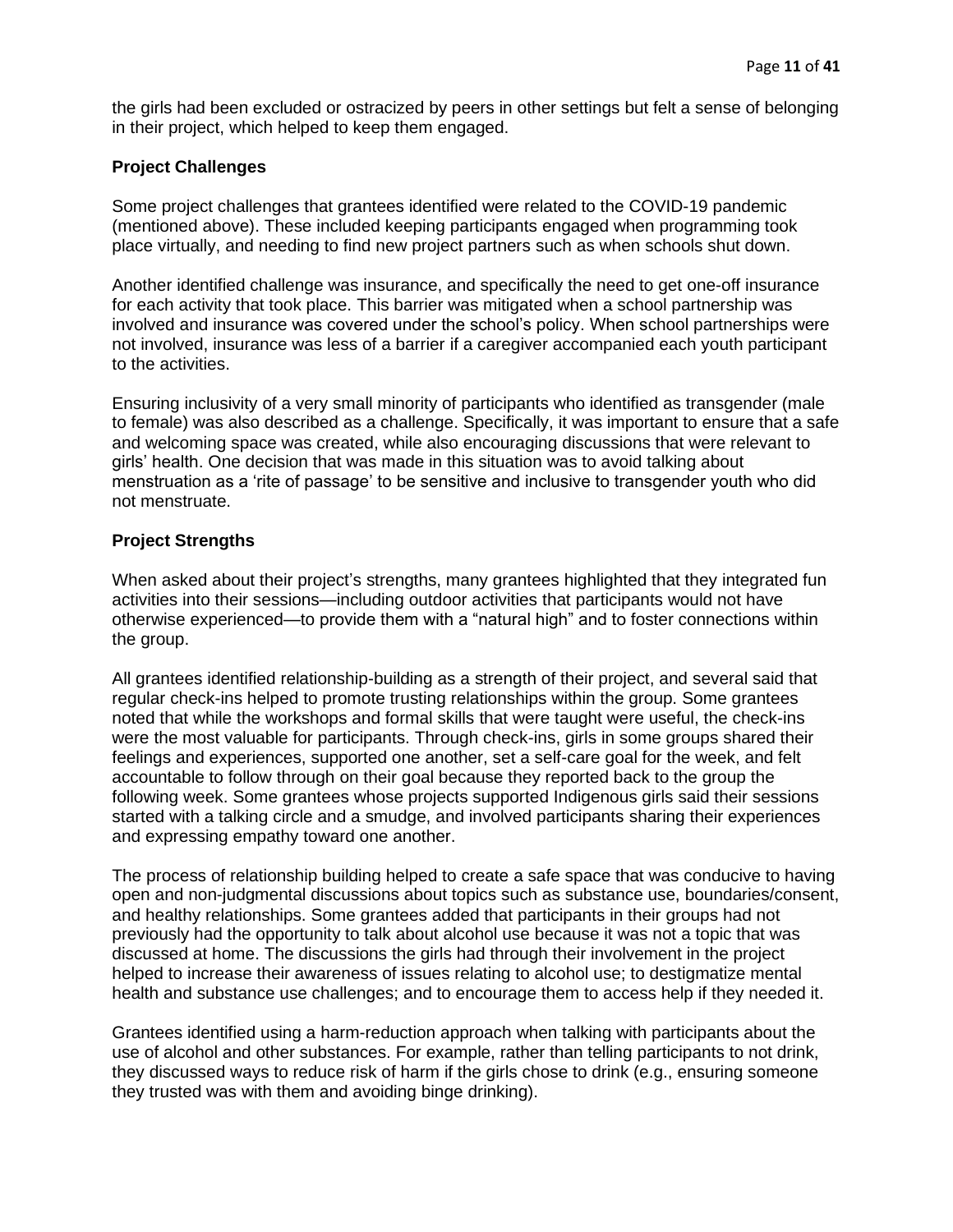the girls had been excluded or ostracized by peers in other settings but felt a sense of belonging in their project, which helped to keep them engaged.

### Project Challenges

Some project challenges that grantees identified were related to the COVID-19 pandemic (mentioned above). These included keeping participants engaged when programming took place virtually, and needing to find new project partners such as when schools shut down.

Another identified challenge was insurance, and specifically the need to get one-off insurance for each activity that took place. This barrier was mitigated when a school partnership was involved and insurance was covered under the school's policy. When school partnerships were not involved, insurance was less of a barrier if a caregiver accompanied each youth participant to the activities.

Ensuring inclusivity of a very small minority of participants who identified as transgender (male to female) was also described as a challenge. Specifically, it was important to ensure that a safe and welcoming space was created, while also encouraging discussions that were relevant to girls' health. One decision that was made in this situation was to avoid talking about menstruation as a 'rite of passage' to be sensitive and inclusive to transgender youth who did not menstruate.

### Project Strengths

When asked about their project's strengths, many grantees highlighted that they integrated fun activities into their sessions—including outdoor activities that participants would not have otherwise experienced—to provide them with a "natural high" and to foster connections within the group.

All grantees identified relationship-building as a strength of their project, and several said that regular check-ins helped to promote trusting relationships within the group. Some grantees noted that while the workshops and formal skills that were taught were useful, the check-ins were the most valuable for participants. Through check-ins, girls in some groups shared their feelings and experiences, supported one another, set a self-care goal for the week, and felt accountable to follow through on their goal because they reported back to the group the following week. Some grantees whose projects supported Indigenous girls said their sessions started with a talking circle and a smudge, and involved participants sharing their experiences and expressing empathy toward one another.

The process of relationship building helped to create a safe space that was conducive to having open and non-judgmental discussions about topics such as substance use, boundaries/consent, and healthy relationships. Some grantees added that participants in their groups had not previously had the opportunity to talk about alcohol use because it was not a topic that was discussed at home. The discussions the girls had through their involvement in the project helped to increase their awareness of issues relating to alcohol use; to destigmatize mental health and substance use challenges; and to encourage them to access help if they needed it.

Grantees identified using a harm-reduction approach when talking with participants about the use of alcohol and other substances. For example, rather than telling participants to not drink, they discussed ways to reduce risk of harm if the girls chose to drink (e.g., ensuring someone they trusted was with them and avoiding binge drinking).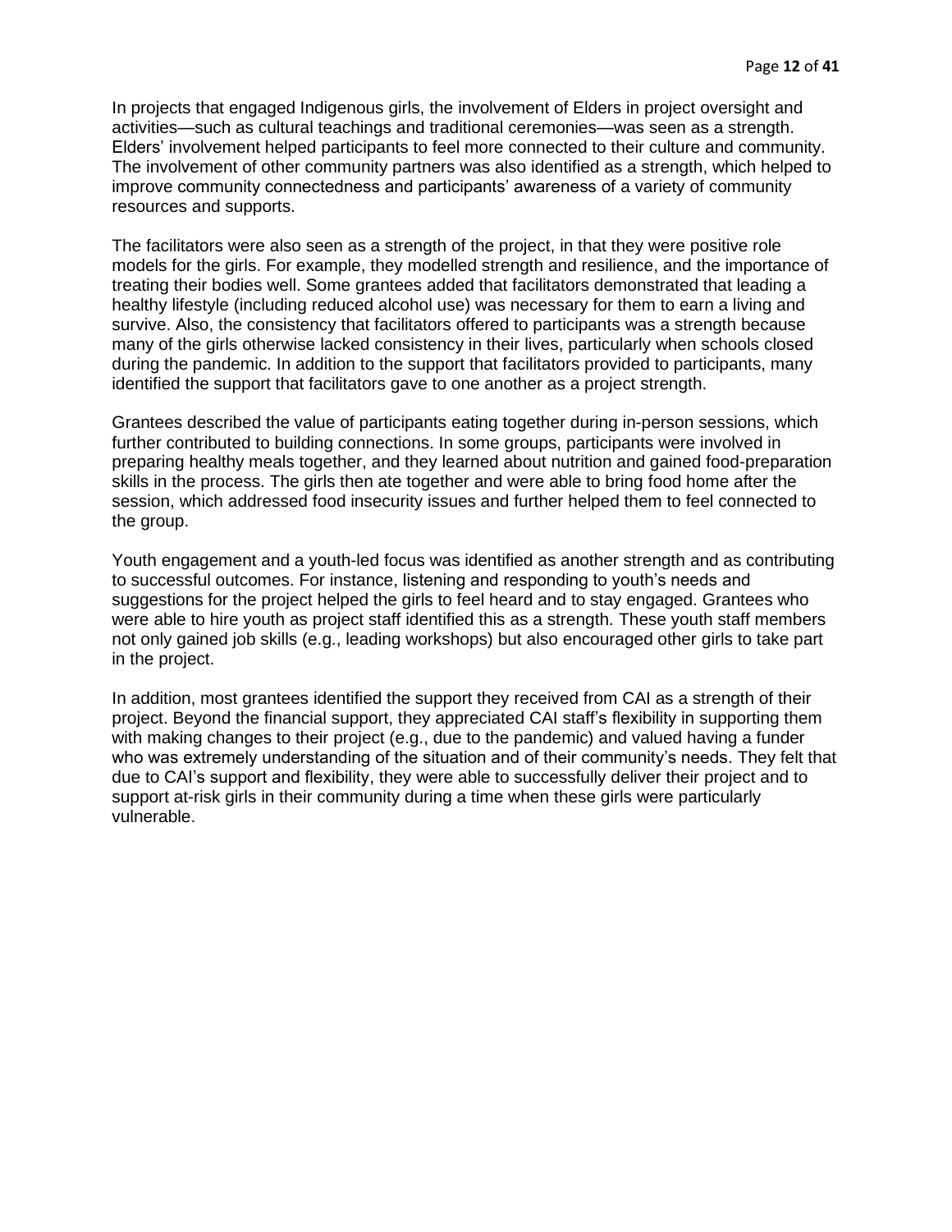In projects that engaged Indigenous girls, the involvement of Elders in project oversight and activities—such as cultural teachings and traditional ceremonies—was seen as a strength. Elders' involvement helped participants to feel more connected to their culture and community. The involvement of other community partners was also identified as a strength, which helped to improve community connectedness and participants' awareness of a variety of community resources and supports.

The facilitators were also seen as a strength of the project, in that they were positive role models for the girls. For example, they modelled strength and resilience, and the importance of treating their bodies well. Some grantees added that facilitators demonstrated that leading a healthy lifestyle (including reduced alcohol use) was necessary for them to earn a living and survive. Also, the consistency that facilitators offered to participants was a strength because many of the girls otherwise lacked consistency in their lives, particularly when schools closed during the pandemic. In addition to the support that facilitators provided to participants, many identified the support that facilitators gave to one another as a project strength.

Grantees described the value of participants eating together during in-person sessions, which further contributed to building connections. In some groups, participants were involved in preparing healthy meals together, and they learned about nutrition and gained food-preparation skills in the process. The girls then ate together and were able to bring food home after the session, which addressed food insecurity issues and further helped them to feel connected to the group.

Youth engagement and a youth-led focus was identified as another strength and as contributing to successful outcomes. For instance, listening and responding to youth's needs and suggestions for the project helped the girls to feel heard and to stay engaged. Grantees who were able to hire youth as project staff identified this as a strength. These youth staff members not only gained job skills (e.g., leading workshops) but also encouraged other girls to take part in the project.

In addition, most grantees identified the support they received from CAI as a strength of their project. Beyond the financial support, they appreciated CAI staff's flexibility in supporting them with making changes to their project (e.g., due to the pandemic) and valued having a funder who was extremely understanding of the situation and of their community's needs. They felt that due to CAI's support and flexibility, they were able to successfully deliver their project and to support at-risk girls in their community during a time when these girls were particularly vulnerable.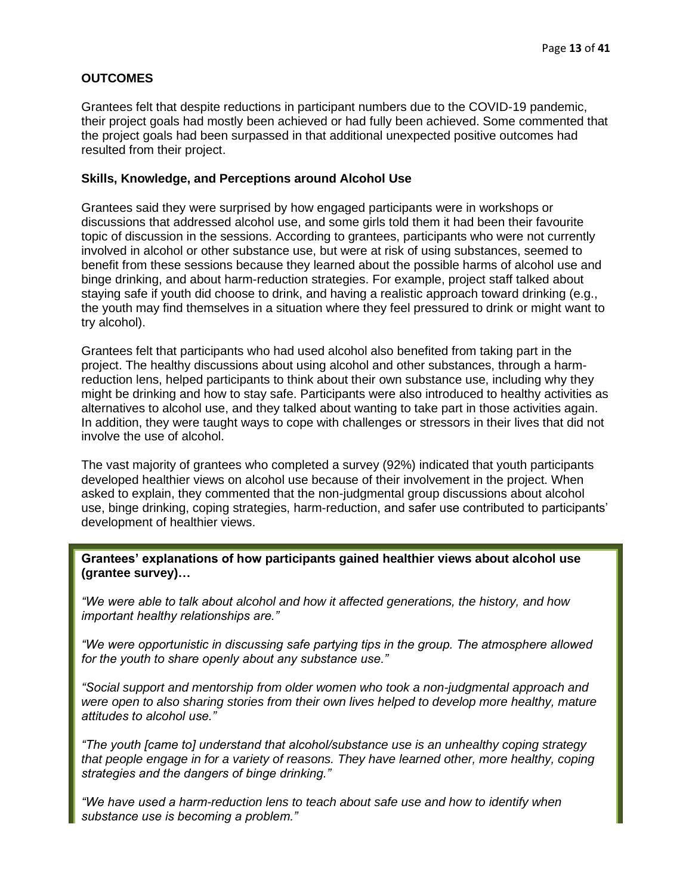## OUTCOMES

Grantees felt that despite reductions in participant numbers due to the COVID-19 pandemic, their project goals had mostly been achieved or had fully been achieved. Some commented that the project goals had been surpassed in that additional unexpected positive outcomes had resulted from their project.

### Skills, Knowledge, and Perceptions around Alcohol Use

Grantees said they were surprised by how engaged participants were in workshops or discussions that addressed alcohol use, and some girls told them it had been their favourite topic of discussion in the sessions. According to grantees, participants who were not currently involved in alcohol or other substance use, but were at risk of using substances, seemed to benefit from these sessions because they learned about the possible harms of alcohol use and binge drinking, and about harm-reduction strategies. For example, project staff talked about staying safe if youth did choose to drink, and having a realistic approach toward drinking (e.g., the youth may find themselves in a situation where they feel pressured to drink or might want to try alcohol).

Grantees felt that participants who had used alcohol also benefited from taking part in the project. The healthy discussions about using alcohol and other substances, through a harm-reduction lens, helped participants to think about their own substance use, including why they might be drinking and how to stay safe. Participants were also introduced to healthy activities as alternatives to alcohol use, and they talked about wanting to take part in those activities again. In addition, they were taught ways to cope with challenges or stressors in their lives that did not involve the use of alcohol.

The vast majority of grantees who completed a survey (92%) indicated that youth participants developed healthier views on alcohol use because of their involvement in the project. When asked to explain, they commented that the non-judgmental group discussions about alcohol use, binge drinking, coping strategies, harm-reduction, and safer use contributed to participants' development of healthier views.

**Grantees' explanations of how participants gained healthier views about alcohol use (grantee survey)…**

*"We were able to talk about alcohol and how it affected generations, the history, and how important healthy relationships are."*

*"We were opportunistic in discussing safe partying tips in the group. The atmosphere allowed for the youth to share openly about any substance use."*

*"Social support and mentorship from older women who took a non-judgmental approach and were open to also sharing stories from their own lives helped to develop more healthy, mature attitudes to alcohol use."*

*"The youth [came to] understand that alcohol/substance use is an unhealthy coping strategy that people engage in for a variety of reasons. They have learned other, more healthy, coping strategies and the dangers of binge drinking."*

*"We have used a harm-reduction lens to teach about safe use and how to identify when substance use is becoming a problem."*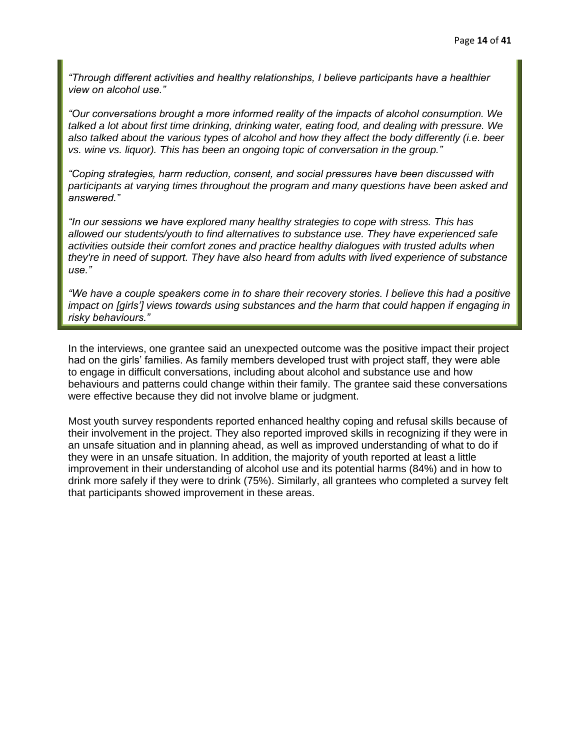> *"Through different activities and healthy relationships, I believe participants have a healthier view on alcohol use."*
>
> *"Our conversations brought a more informed reality of the impacts of alcohol consumption. We talked a lot about first time drinking, drinking water, eating food, and dealing with pressure. We also talked about the various types of alcohol and how they affect the body differently (i.e. beer vs. wine vs. liquor). This has been an ongoing topic of conversation in the group."*
>
> *"Coping strategies, harm reduction, consent, and social pressures have been discussed with participants at varying times throughout the program and many questions have been asked and answered."*
>
> *"In our sessions we have explored many healthy strategies to cope with stress. This has allowed our students/youth to find alternatives to substance use. They have experienced safe activities outside their comfort zones and practice healthy dialogues with trusted adults when they're in need of support. They have also heard from adults with lived experience of substance use."*
>
> *"We have a couple speakers come in to share their recovery stories. I believe this had a positive impact on [girls'] views towards using substances and the harm that could happen if engaging in risky behaviours."*

In the interviews, one grantee said an unexpected outcome was the positive impact their project had on the girls' families. As family members developed trust with project staff, they were able to engage in difficult conversations, including about alcohol and substance use and how behaviours and patterns could change within their family. The grantee said these conversations were effective because they did not involve blame or judgment.

Most youth survey respondents reported enhanced healthy coping and refusal skills because of their involvement in the project. They also reported improved skills in recognizing if they were in an unsafe situation and in planning ahead, as well as improved understanding of what to do if they were in an unsafe situation. In addition, the majority of youth reported at least a little improvement in their understanding of alcohol use and its potential harms (84%) and in how to drink more safely if they were to drink (75%). Similarly, all grantees who completed a survey felt that participants showed improvement in these areas.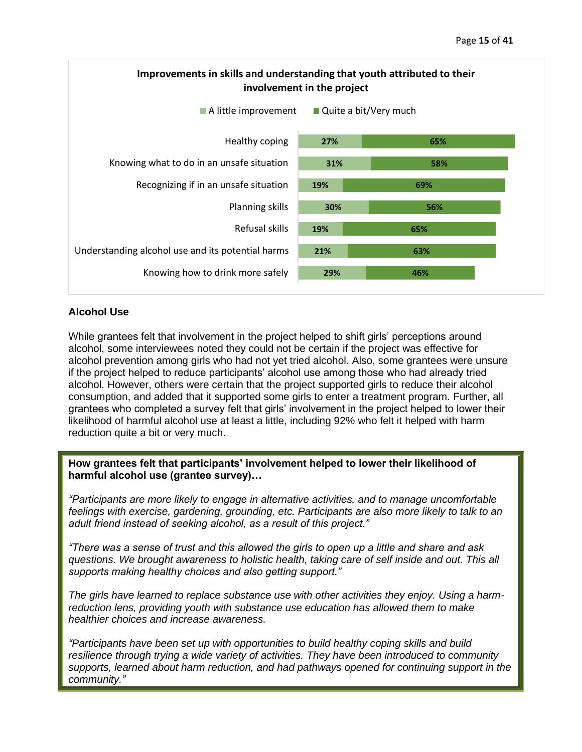**Improvements in skills and understanding that youth attributed to their involvement in the project**

| | A little improvement | Quite a bit/Very much |
|---|---|---|
| Healthy coping | 27% | 65% |
| Knowing what to do in an unsafe situation | 31% | 58% |
| Recognizing if in an unsafe situation | 19% | 69% |
| Planning skills | 30% | 56% |
| Refusal skills | 19% | 65% |
| Understanding alcohol use and its potential harms | 21% | 63% |
| Knowing how to drink more safely | 29% | 46% |

### Alcohol Use

While grantees felt that involvement in the project helped to shift girls' perceptions around alcohol, some interviewees noted they could not be certain if the project was effective for alcohol prevention among girls who had not yet tried alcohol. Also, some grantees were unsure if the project helped to reduce participants' alcohol use among those who had already tried alcohol. However, others were certain that the project supported girls to reduce their alcohol consumption, and added that it supported some girls to enter a treatment program. Further, all grantees who completed a survey felt that girls' involvement in the project helped to lower their likelihood of harmful alcohol use at least a little, including 92% who felt it helped with harm reduction quite a bit or very much.

**How grantees felt that participants' involvement helped to lower their likelihood of harmful alcohol use (grantee survey)…**

*"Participants are more likely to engage in alternative activities, and to manage uncomfortable feelings with exercise, gardening, grounding, etc. Participants are also more likely to talk to an adult friend instead of seeking alcohol, as a result of this project."*

*"There was a sense of trust and this allowed the girls to open up a little and share and ask questions. We brought awareness to holistic health, taking care of self inside and out. This all supports making healthy choices and also getting support."*

*The girls have learned to replace substance use with other activities they enjoy. Using a harm-reduction lens, providing youth with substance use education has allowed them to make healthier choices and increase awareness.*

*"Participants have been set up with opportunities to build healthy coping skills and build resilience through trying a wide variety of activities. They have been introduced to community supports, learned about harm reduction, and had pathways opened for continuing support in the community."*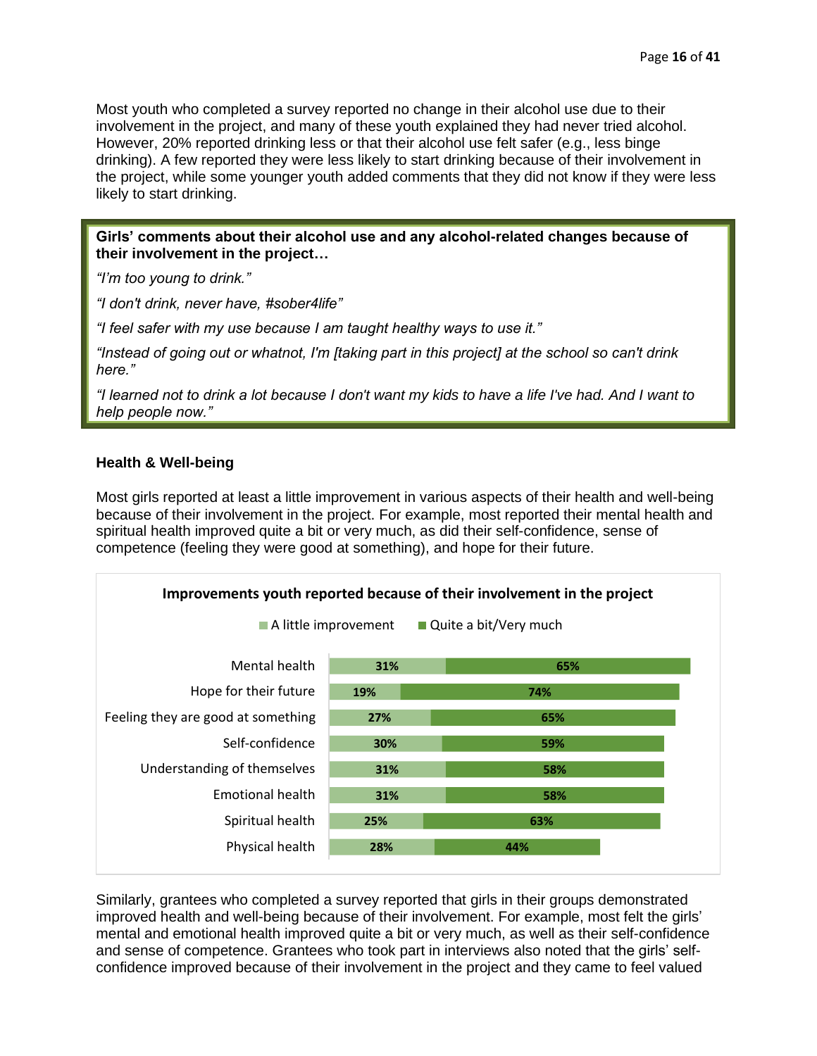Most youth who completed a survey reported no change in their alcohol use due to their involvement in the project, and many of these youth explained they had never tried alcohol. However, 20% reported drinking less or that their alcohol use felt safer (e.g., less binge drinking). A few reported they were less likely to start drinking because of their involvement in the project, while some younger youth added comments that they did not know if they were less likely to start drinking.

> **Girls' comments about their alcohol use and any alcohol-related changes because of their involvement in the project…**
>
> *"I'm too young to drink."*
>
> *"I don't drink, never have, #sober4life"*
>
> *"I feel safer with my use because I am taught healthy ways to use it."*
>
> *"Instead of going out or whatnot, I'm [taking part in this project] at the school so can't drink here."*
>
> *"I learned not to drink a lot because I don't want my kids to have a life I've had. And I want to help people now."*

### Health & Well-being

Most girls reported at least a little improvement in various aspects of their health and well-being because of their involvement in the project. For example, most reported their mental health and spiritual health improved quite a bit or very much, as did their self-confidence, sense of competence (feeling they were good at something), and hope for their future.

**Improvements youth reported because of their involvement in the project**

| | A little improvement | Quite a bit/Very much |
|---|---|---|
| Mental health | 31% | 65% |
| Hope for their future | 19% | 74% |
| Feeling they are good at something | 27% | 65% |
| Self-confidence | 30% | 59% |
| Understanding of themselves | 31% | 58% |
| Emotional health | 31% | 58% |
| Spiritual health | 25% | 63% |
| Physical health | 28% | 44% |

Similarly, grantees who completed a survey reported that girls in their groups demonstrated improved health and well-being because of their involvement. For example, most felt the girls' mental and emotional health improved quite a bit or very much, as well as their self-confidence and sense of competence. Grantees who took part in interviews also noted that the girls' self-confidence improved because of their involvement in the project and they came to feel valued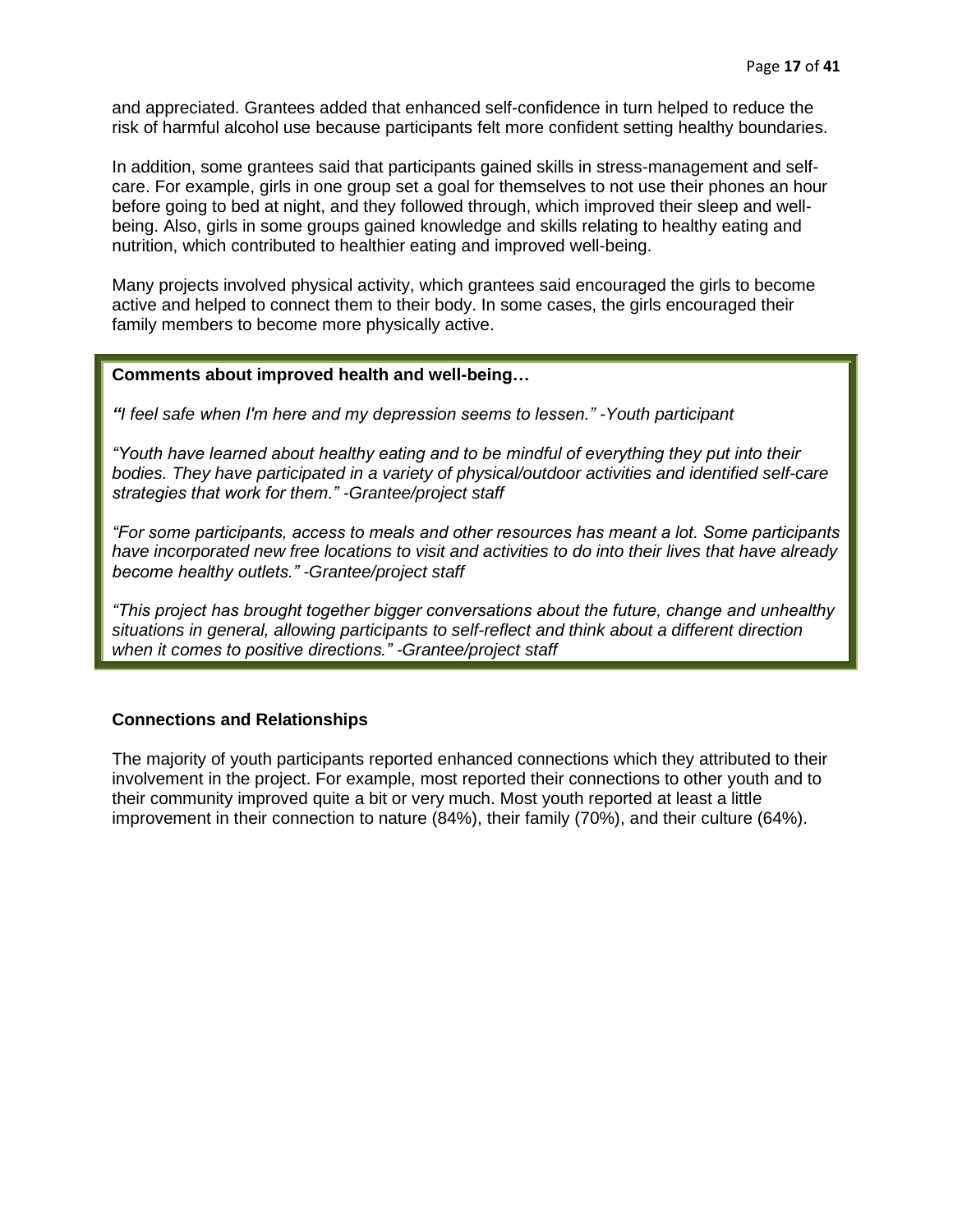and appreciated. Grantees added that enhanced self-confidence in turn helped to reduce the risk of harmful alcohol use because participants felt more confident setting healthy boundaries.

In addition, some grantees said that participants gained skills in stress-management and self-care. For example, girls in one group set a goal for themselves to not use their phones an hour before going to bed at night, and they followed through, which improved their sleep and well-being. Also, girls in some groups gained knowledge and skills relating to healthy eating and nutrition, which contributed to healthier eating and improved well-being.

Many projects involved physical activity, which grantees said encouraged the girls to become active and helped to connect them to their body. In some cases, the girls encouraged their family members to become more physically active.

**Comments about improved health and well-being…**

*"I feel safe when I'm here and my depression seems to lessen." -Youth participant*

*"Youth have learned about healthy eating and to be mindful of everything they put into their bodies. They have participated in a variety of physical/outdoor activities and identified self-care strategies that work for them." -Grantee/project staff*

*"For some participants, access to meals and other resources has meant a lot. Some participants have incorporated new free locations to visit and activities to do into their lives that have already become healthy outlets." -Grantee/project staff*

*"This project has brought together bigger conversations about the future, change and unhealthy situations in general, allowing participants to self-reflect and think about a different direction when it comes to positive directions." -Grantee/project staff*

### Connections and Relationships

The majority of youth participants reported enhanced connections which they attributed to their involvement in the project. For example, most reported their connections to other youth and to their community improved quite a bit or very much. Most youth reported at least a little improvement in their connection to nature (84%), their family (70%), and their culture (64%).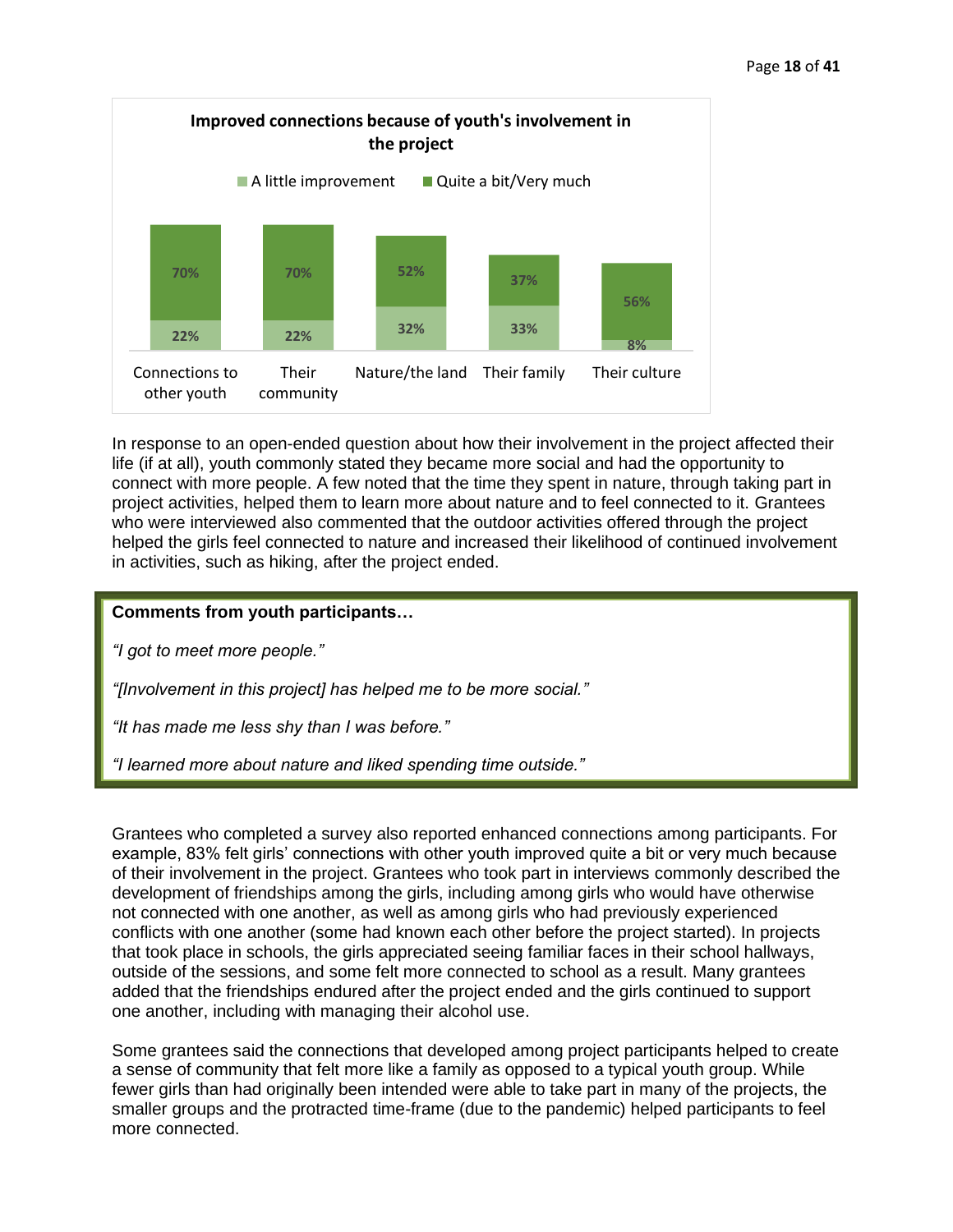**Improved connections because of youth's involvement in the project**

| | A little improvement | Quite a bit/Very much |
|---|---|---|
| Connections to other youth | 22% | 70% |
| Their community | 22% | 70% |
| Nature/the land | 32% | 52% |
| Their family | 33% | 37% |
| Their culture | 8% | 56% |

In response to an open-ended question about how their involvement in the project affected their life (if at all), youth commonly stated they became more social and had the opportunity to connect with more people. A few noted that the time they spent in nature, through taking part in project activities, helped them to learn more about nature and to feel connected to it. Grantees who were interviewed also commented that the outdoor activities offered through the project helped the girls feel connected to nature and increased their likelihood of continued involvement in activities, such as hiking, after the project ended.

**Comments from youth participants…**

*"I got to meet more people."*

*"[Involvement in this project] has helped me to be more social."*

*"It has made me less shy than I was before."*

*"I learned more about nature and liked spending time outside."*

Grantees who completed a survey also reported enhanced connections among participants. For example, 83% felt girls' connections with other youth improved quite a bit or very much because of their involvement in the project. Grantees who took part in interviews commonly described the development of friendships among the girls, including among girls who would have otherwise not connected with one another, as well as among girls who had previously experienced conflicts with one another (some had known each other before the project started). In projects that took place in schools, the girls appreciated seeing familiar faces in their school hallways, outside of the sessions, and some felt more connected to school as a result. Many grantees added that the friendships endured after the project ended and the girls continued to support one another, including with managing their alcohol use.

Some grantees said the connections that developed among project participants helped to create a sense of community that felt more like a family as opposed to a typical youth group. While fewer girls than had originally been intended were able to take part in many of the projects, the smaller groups and the protracted time-frame (due to the pandemic) helped participants to feel more connected.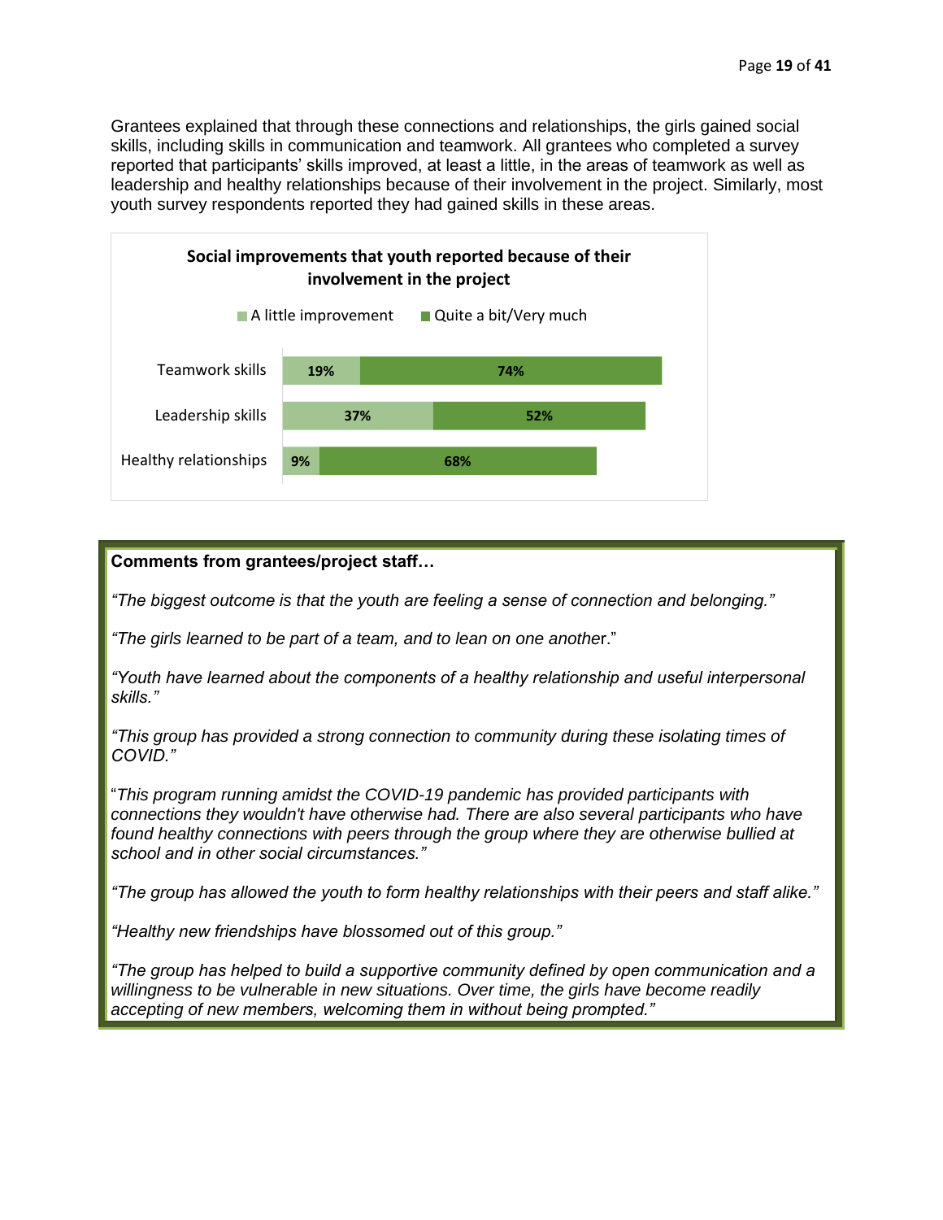Grantees explained that through these connections and relationships, the girls gained social skills, including skills in communication and teamwork. All grantees who completed a survey reported that participants' skills improved, at least a little, in the areas of teamwork as well as leadership and healthy relationships because of their involvement in the project. Similarly, most youth survey respondents reported they had gained skills in these areas.

**Social improvements that youth reported because of their involvement in the project**

| | A little improvement | Quite a bit/Very much |
|---|---|---|
| Teamwork skills | 19% | 74% |
| Leadership skills | 37% | 52% |
| Healthy relationships | 9% | 68% |

**Comments from grantees/project staff…**

*"The biggest outcome is that the youth are feeling a sense of connection and belonging."*

*"The girls learned to be part of a team, and to lean on one another."*

*"Youth have learned about the components of a healthy relationship and useful interpersonal skills."*

*"This group has provided a strong connection to community during these isolating times of COVID."*

*"This program running amidst the COVID-19 pandemic has provided participants with connections they wouldn't have otherwise had. There are also several participants who have found healthy connections with peers through the group where they are otherwise bullied at school and in other social circumstances."*

*"The group has allowed the youth to form healthy relationships with their peers and staff alike."*

*"Healthy new friendships have blossomed out of this group."*

*"The group has helped to build a supportive community defined by open communication and a willingness to be vulnerable in new situations. Over time, the girls have become readily accepting of new members, welcoming them in without being prompted."*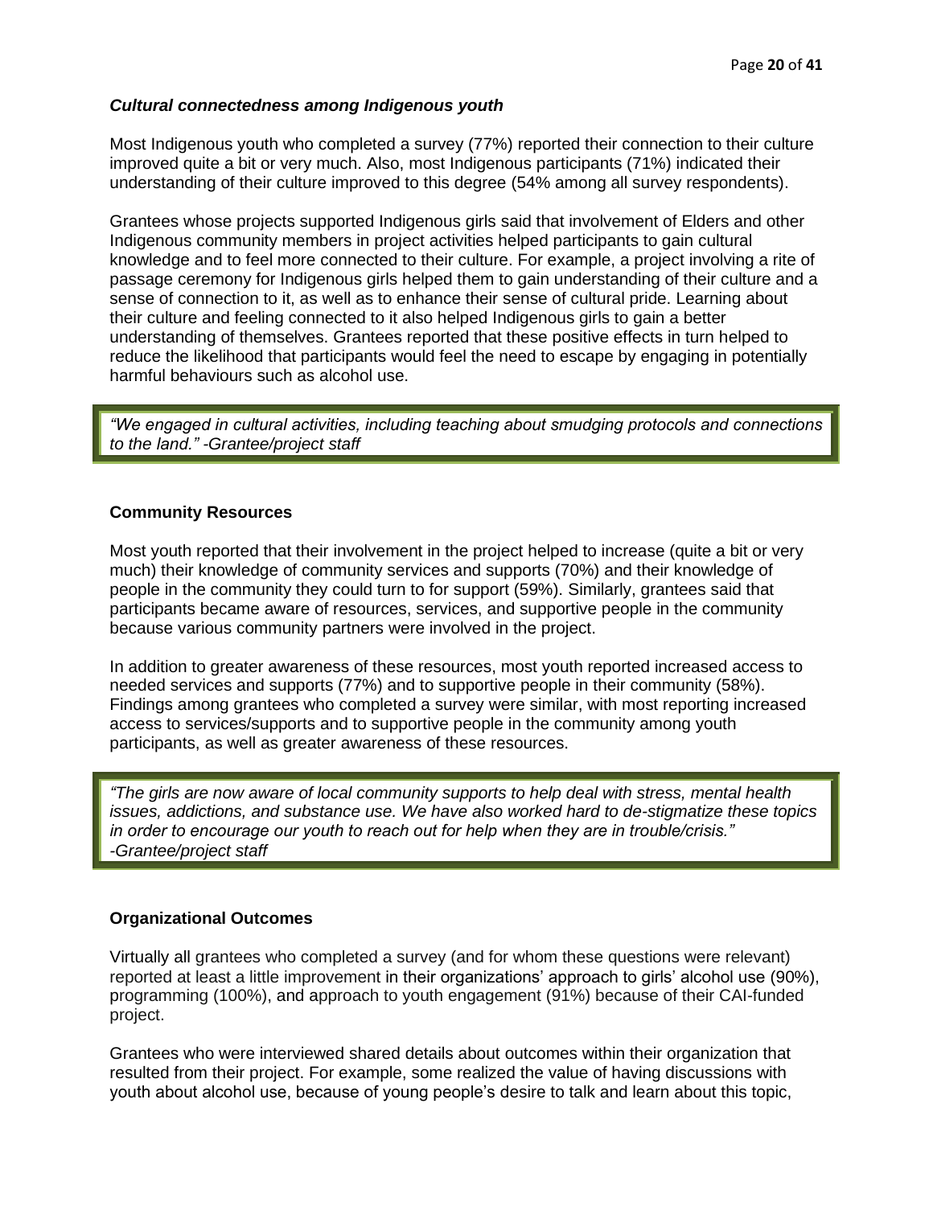### *Cultural connectedness among Indigenous youth*

Most Indigenous youth who completed a survey (77%) reported their connection to their culture improved quite a bit or very much. Also, most Indigenous participants (71%) indicated their understanding of their culture improved to this degree (54% among all survey respondents).

Grantees whose projects supported Indigenous girls said that involvement of Elders and other Indigenous community members in project activities helped participants to gain cultural knowledge and to feel more connected to their culture. For example, a project involving a rite of passage ceremony for Indigenous girls helped them to gain understanding of their culture and a sense of connection to it, as well as to enhance their sense of cultural pride. Learning about their culture and feeling connected to it also helped Indigenous girls to gain a better understanding of themselves. Grantees reported that these positive effects in turn helped to reduce the likelihood that participants would feel the need to escape by engaging in potentially harmful behaviours such as alcohol use.

> *"We engaged in cultural activities, including teaching about smudging protocols and connections to the land." -Grantee/project staff*

### **Community Resources**

Most youth reported that their involvement in the project helped to increase (quite a bit or very much) their knowledge of community services and supports (70%) and their knowledge of people in the community they could turn to for support (59%). Similarly, grantees said that participants became aware of resources, services, and supportive people in the community because various community partners were involved in the project.

In addition to greater awareness of these resources, most youth reported increased access to needed services and supports (77%) and to supportive people in their community (58%). Findings among grantees who completed a survey were similar, with most reporting increased access to services/supports and to supportive people in the community among youth participants, as well as greater awareness of these resources.

> *"The girls are now aware of local community supports to help deal with stress, mental health issues, addictions, and substance use. We have also worked hard to de-stigmatize these topics in order to encourage our youth to reach out for help when they are in trouble/crisis." -Grantee/project staff*

### **Organizational Outcomes**

Virtually all grantees who completed a survey (and for whom these questions were relevant) reported at least a little improvement in their organizations' approach to girls' alcohol use (90%), programming (100%), and approach to youth engagement (91%) because of their CAI-funded project.

Grantees who were interviewed shared details about outcomes within their organization that resulted from their project. For example, some realized the value of having discussions with youth about alcohol use, because of young people's desire to talk and learn about this topic,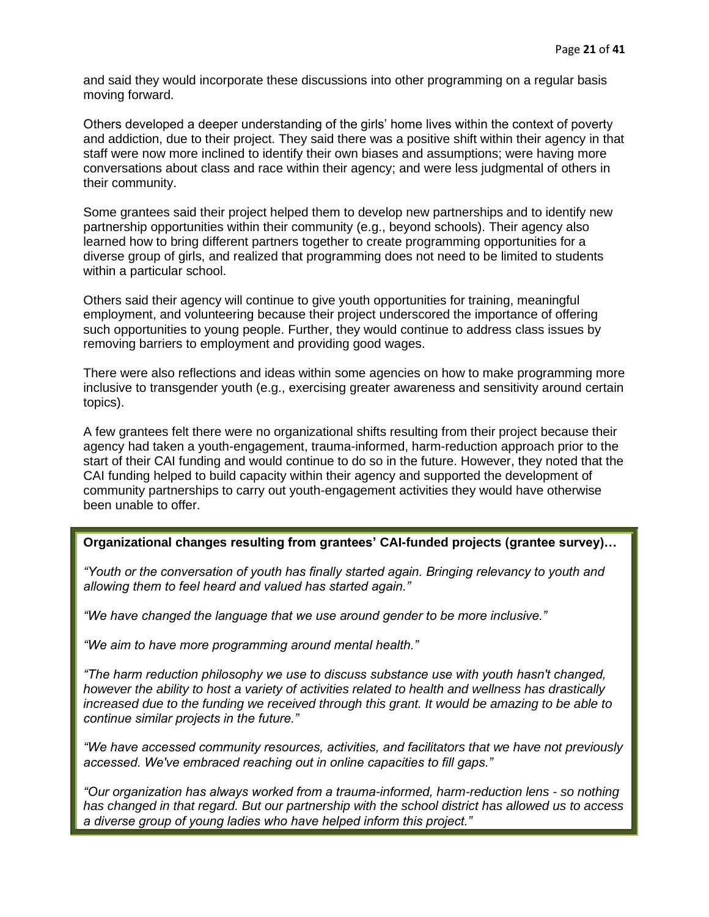and said they would incorporate these discussions into other programming on a regular basis moving forward.

Others developed a deeper understanding of the girls' home lives within the context of poverty and addiction, due to their project. They said there was a positive shift within their agency in that staff were now more inclined to identify their own biases and assumptions; were having more conversations about class and race within their agency; and were less judgmental of others in their community.

Some grantees said their project helped them to develop new partnerships and to identify new partnership opportunities within their community (e.g., beyond schools). Their agency also learned how to bring different partners together to create programming opportunities for a diverse group of girls, and realized that programming does not need to be limited to students within a particular school.

Others said their agency will continue to give youth opportunities for training, meaningful employment, and volunteering because their project underscored the importance of offering such opportunities to young people. Further, they would continue to address class issues by removing barriers to employment and providing good wages.

There were also reflections and ideas within some agencies on how to make programming more inclusive to transgender youth (e.g., exercising greater awareness and sensitivity around certain topics).

A few grantees felt there were no organizational shifts resulting from their project because their agency had taken a youth-engagement, trauma-informed, harm-reduction approach prior to the start of their CAI funding and would continue to do so in the future. However, they noted that the CAI funding helped to build capacity within their agency and supported the development of community partnerships to carry out youth-engagement activities they would have otherwise been unable to offer.

**Organizational changes resulting from grantees' CAI-funded projects (grantee survey)…**

*"Youth or the conversation of youth has finally started again. Bringing relevancy to youth and allowing them to feel heard and valued has started again."*

*"We have changed the language that we use around gender to be more inclusive."*

*"We aim to have more programming around mental health."*

*"The harm reduction philosophy we use to discuss substance use with youth hasn't changed, however the ability to host a variety of activities related to health and wellness has drastically increased due to the funding we received through this grant. It would be amazing to be able to continue similar projects in the future."*

*"We have accessed community resources, activities, and facilitators that we have not previously accessed. We've embraced reaching out in online capacities to fill gaps."*

*"Our organization has always worked from a trauma-informed, harm-reduction lens - so nothing has changed in that regard. But our partnership with the school district has allowed us to access a diverse group of young ladies who have helped inform this project."*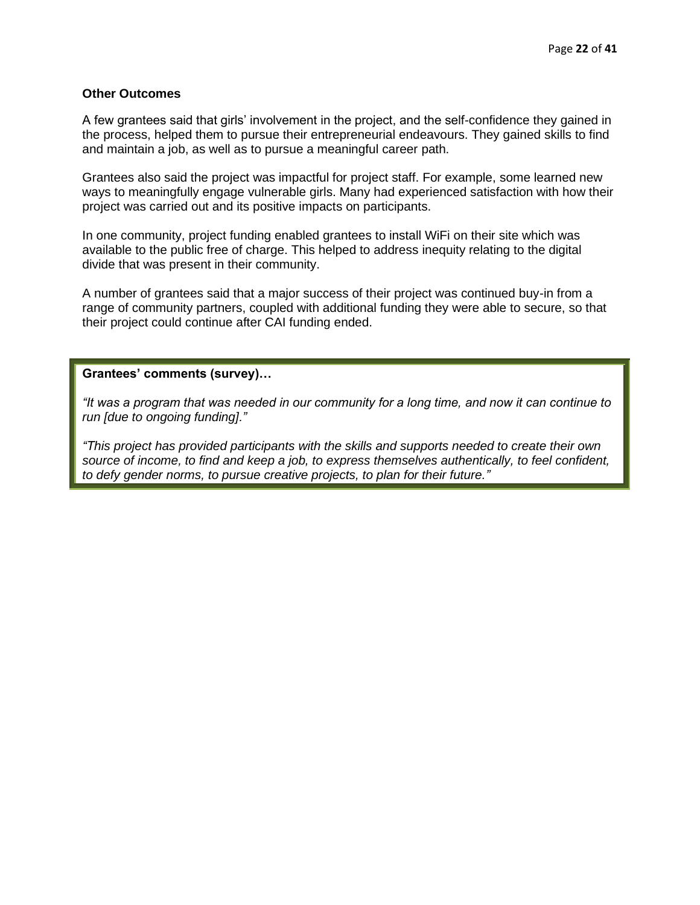### Other Outcomes

A few grantees said that girls' involvement in the project, and the self-confidence they gained in the process, helped them to pursue their entrepreneurial endeavours. They gained skills to find and maintain a job, as well as to pursue a meaningful career path.

Grantees also said the project was impactful for project staff. For example, some learned new ways to meaningfully engage vulnerable girls. Many had experienced satisfaction with how their project was carried out and its positive impacts on participants.

In one community, project funding enabled grantees to install WiFi on their site which was available to the public free of charge. This helped to address inequity relating to the digital divide that was present in their community.

A number of grantees said that a major success of their project was continued buy-in from a range of community partners, coupled with additional funding they were able to secure, so that their project could continue after CAI funding ended.

**Grantees' comments (survey)…**

*"It was a program that was needed in our community for a long time, and now it can continue to run [due to ongoing funding]."*

*"This project has provided participants with the skills and supports needed to create their own source of income, to find and keep a job, to express themselves authentically, to feel confident, to defy gender norms, to pursue creative projects, to plan for their future."*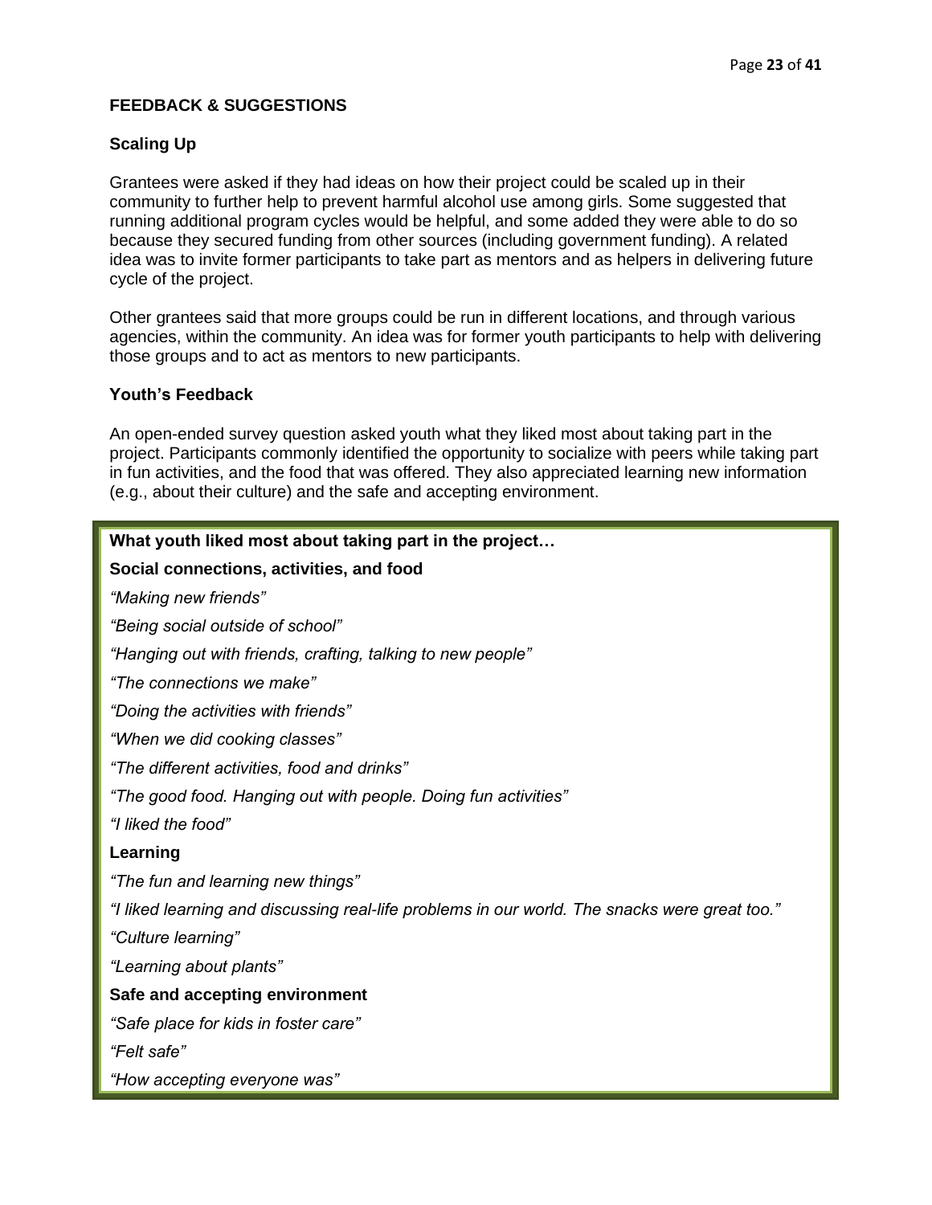## FEEDBACK & SUGGESTIONS

### Scaling Up

Grantees were asked if they had ideas on how their project could be scaled up in their community to further help to prevent harmful alcohol use among girls. Some suggested that running additional program cycles would be helpful, and some added they were able to do so because they secured funding from other sources (including government funding). A related idea was to invite former participants to take part as mentors and as helpers in delivering future cycle of the project.

Other grantees said that more groups could be run in different locations, and through various agencies, within the community. An idea was for former youth participants to help with delivering those groups and to act as mentors to new participants.

### Youth's Feedback

An open-ended survey question asked youth what they liked most about taking part in the project. Participants commonly identified the opportunity to socialize with peers while taking part in fun activities, and the food that was offered. They also appreciated learning new information (e.g., about their culture) and the safe and accepting environment.

**What youth liked most about taking part in the project…**

**Social connections, activities, and food**

*"Making new friends"*

*"Being social outside of school"*

*"Hanging out with friends, crafting, talking to new people"*

*"The connections we make"*

*"Doing the activities with friends"*

*"When we did cooking classes"*

*"The different activities, food and drinks"*

*"The good food. Hanging out with people. Doing fun activities"*

*"I liked the food"*

**Learning**

*"The fun and learning new things"*

*"I liked learning and discussing real-life problems in our world. The snacks were great too."*

*"Culture learning"*

*"Learning about plants"*

**Safe and accepting environment**

*"Safe place for kids in foster care"*

*"Felt safe"*

*"How accepting everyone was"*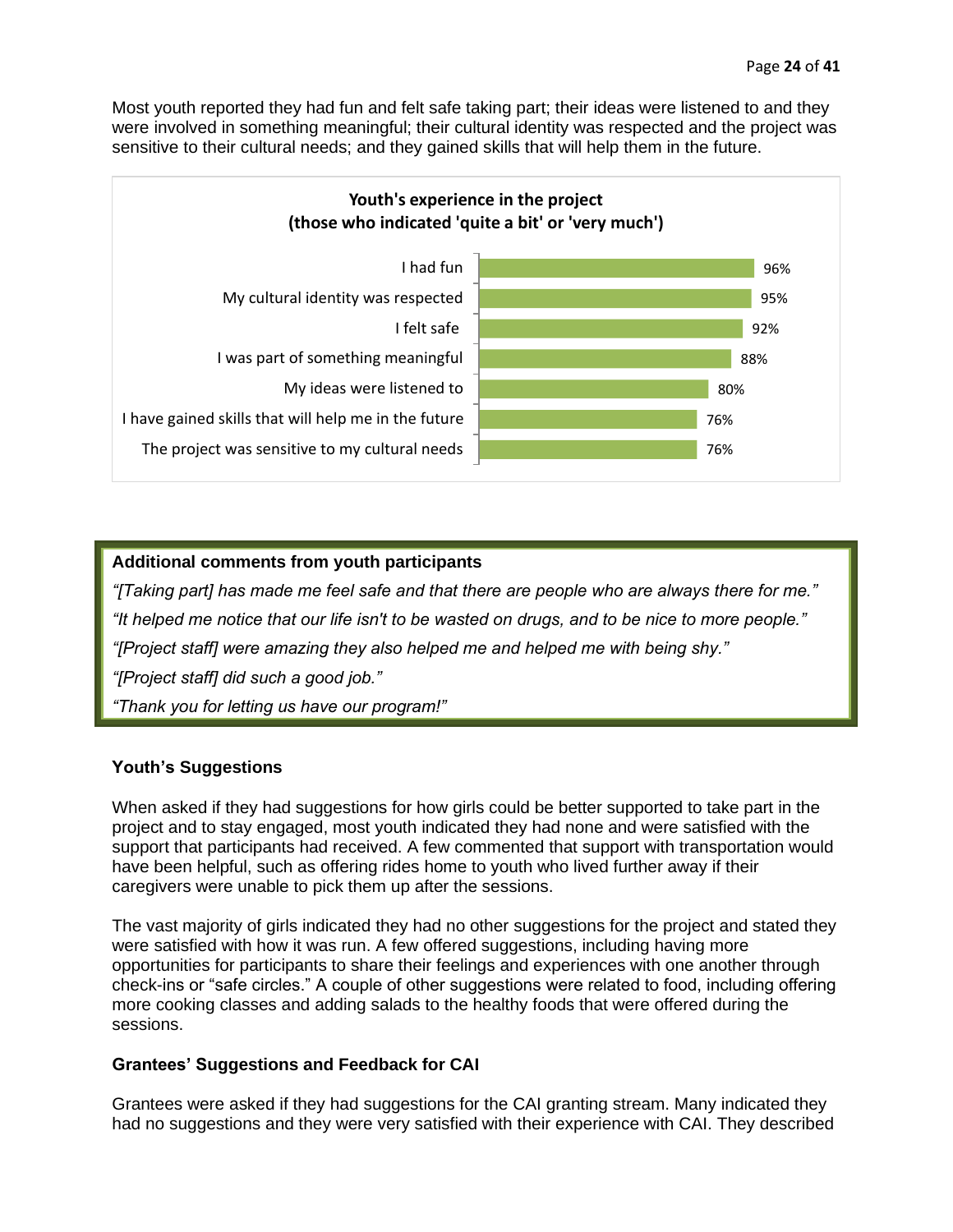Most youth reported they had fun and felt safe taking part; their ideas were listened to and they were involved in something meaningful; their cultural identity was respected and the project was sensitive to their cultural needs; and they gained skills that will help them in the future.

**Youth's experience in the project (those who indicated 'quite a bit' or 'very much')**

| Item | % |
|---|---|
| I had fun | 96% |
| My cultural identity was respected | 95% |
| I felt safe | 92% |
| I was part of something meaningful | 88% |
| My ideas were listened to | 80% |
| I have gained skills that will help me in the future | 76% |
| The project was sensitive to my cultural needs | 76% |

**Additional comments from youth participants**

*"[Taking part] has made me feel safe and that there are people who are always there for me."*

*"It helped me notice that our life isn't to be wasted on drugs, and to be nice to more people."*

*"[Project staff] were amazing they also helped me and helped me with being shy."*

*"[Project staff] did such a good job."*

*"Thank you for letting us have our program!"*

### Youth's Suggestions

When asked if they had suggestions for how girls could be better supported to take part in the project and to stay engaged, most youth indicated they had none and were satisfied with the support that participants had received. A few commented that support with transportation would have been helpful, such as offering rides home to youth who lived further away if their caregivers were unable to pick them up after the sessions.

The vast majority of girls indicated they had no other suggestions for the project and stated they were satisfied with how it was run. A few offered suggestions, including having more opportunities for participants to share their feelings and experiences with one another through check-ins or "safe circles." A couple of other suggestions were related to food, including offering more cooking classes and adding salads to the healthy foods that were offered during the sessions.

### Grantees' Suggestions and Feedback for CAI

Grantees were asked if they had suggestions for the CAI granting stream. Many indicated they had no suggestions and they were very satisfied with their experience with CAI. They described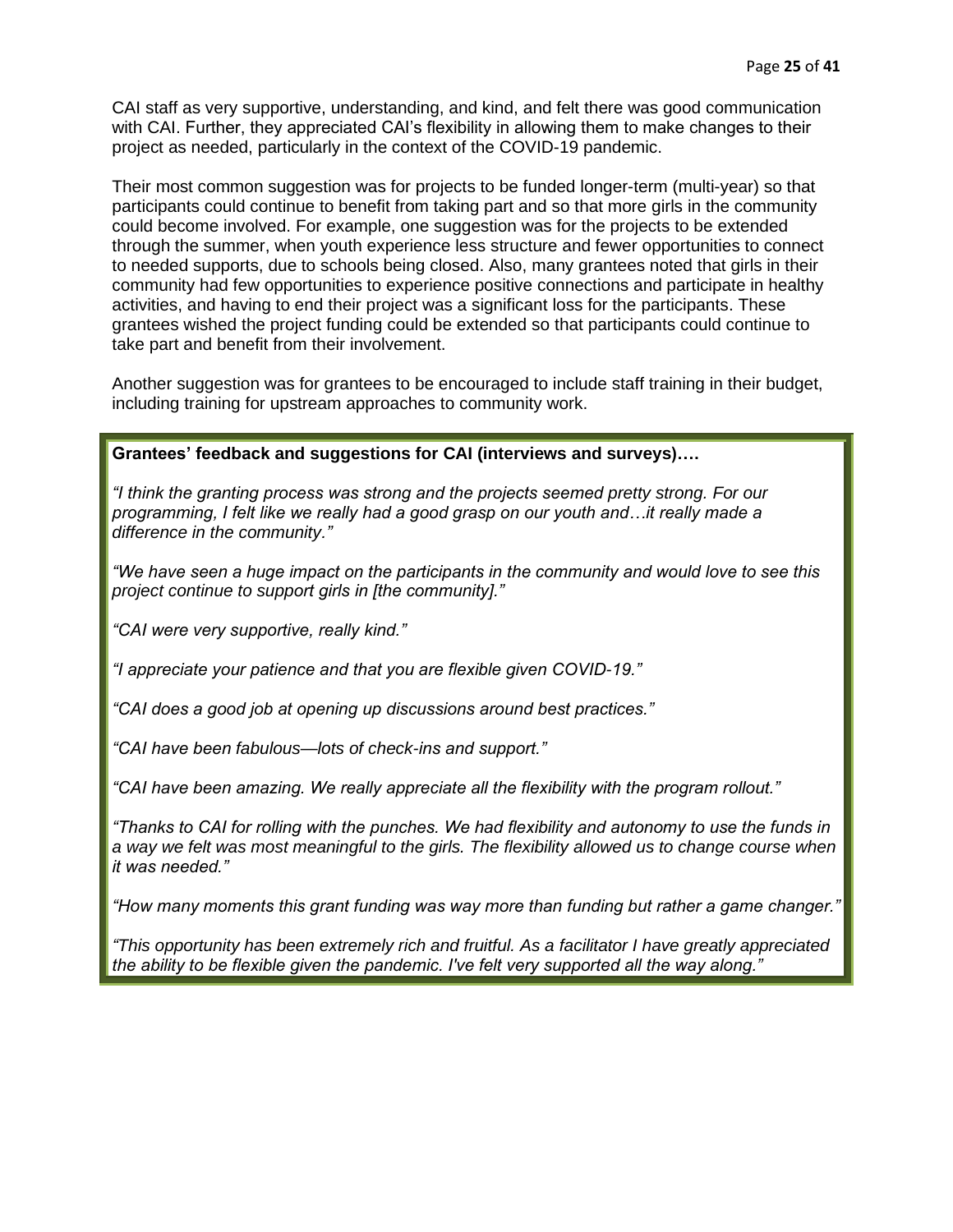CAI staff as very supportive, understanding, and kind, and felt there was good communication with CAI. Further, they appreciated CAI's flexibility in allowing them to make changes to their project as needed, particularly in the context of the COVID-19 pandemic.

Their most common suggestion was for projects to be funded longer-term (multi-year) so that participants could continue to benefit from taking part and so that more girls in the community could become involved. For example, one suggestion was for the projects to be extended through the summer, when youth experience less structure and fewer opportunities to connect to needed supports, due to schools being closed. Also, many grantees noted that girls in their community had few opportunities to experience positive connections and participate in healthy activities, and having to end their project was a significant loss for the participants. These grantees wished the project funding could be extended so that participants could continue to take part and benefit from their involvement.

Another suggestion was for grantees to be encouraged to include staff training in their budget, including training for upstream approaches to community work.

**Grantees' feedback and suggestions for CAI (interviews and surveys)….**

*"I think the granting process was strong and the projects seemed pretty strong. For our programming, I felt like we really had a good grasp on our youth and…it really made a difference in the community."*

*"We have seen a huge impact on the participants in the community and would love to see this project continue to support girls in [the community]."*

*"CAI were very supportive, really kind."*

*"I appreciate your patience and that you are flexible given COVID-19."*

*"CAI does a good job at opening up discussions around best practices."*

*"CAI have been fabulous—lots of check-ins and support."*

*"CAI have been amazing. We really appreciate all the flexibility with the program rollout."*

*"Thanks to CAI for rolling with the punches. We had flexibility and autonomy to use the funds in a way we felt was most meaningful to the girls. The flexibility allowed us to change course when it was needed."*

*"How many moments this grant funding was way more than funding but rather a game changer."*

*"This opportunity has been extremely rich and fruitful. As a facilitator I have greatly appreciated the ability to be flexible given the pandemic. I've felt very supported all the way along."*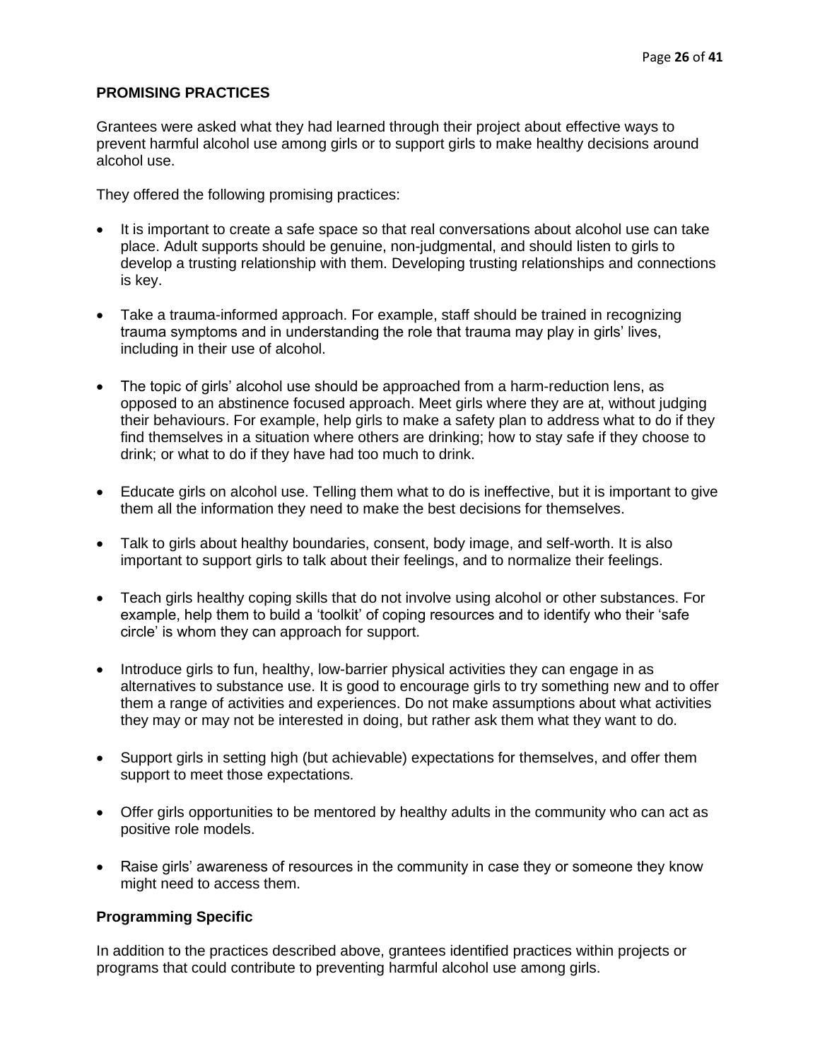## PROMISING PRACTICES

Grantees were asked what they had learned through their project about effective ways to prevent harmful alcohol use among girls or to support girls to make healthy decisions around alcohol use.

They offered the following promising practices:

- It is important to create a safe space so that real conversations about alcohol use can take place. Adult supports should be genuine, non-judgmental, and should listen to girls to develop a trusting relationship with them. Developing trusting relationships and connections is key.
- Take a trauma-informed approach. For example, staff should be trained in recognizing trauma symptoms and in understanding the role that trauma may play in girls' lives, including in their use of alcohol.
- The topic of girls' alcohol use should be approached from a harm-reduction lens, as opposed to an abstinence focused approach. Meet girls where they are at, without judging their behaviours. For example, help girls to make a safety plan to address what to do if they find themselves in a situation where others are drinking; how to stay safe if they choose to drink; or what to do if they have had too much to drink.
- Educate girls on alcohol use. Telling them what to do is ineffective, but it is important to give them all the information they need to make the best decisions for themselves.
- Talk to girls about healthy boundaries, consent, body image, and self-worth. It is also important to support girls to talk about their feelings, and to normalize their feelings.
- Teach girls healthy coping skills that do not involve using alcohol or other substances. For example, help them to build a 'toolkit' of coping resources and to identify who their 'safe circle' is whom they can approach for support.
- Introduce girls to fun, healthy, low-barrier physical activities they can engage in as alternatives to substance use. It is good to encourage girls to try something new and to offer them a range of activities and experiences. Do not make assumptions about what activities they may or may not be interested in doing, but rather ask them what they want to do.
- Support girls in setting high (but achievable) expectations for themselves, and offer them support to meet those expectations.
- Offer girls opportunities to be mentored by healthy adults in the community who can act as positive role models.
- Raise girls' awareness of resources in the community in case they or someone they know might need to access them.

### Programming Specific

In addition to the practices described above, grantees identified practices within projects or programs that could contribute to preventing harmful alcohol use among girls.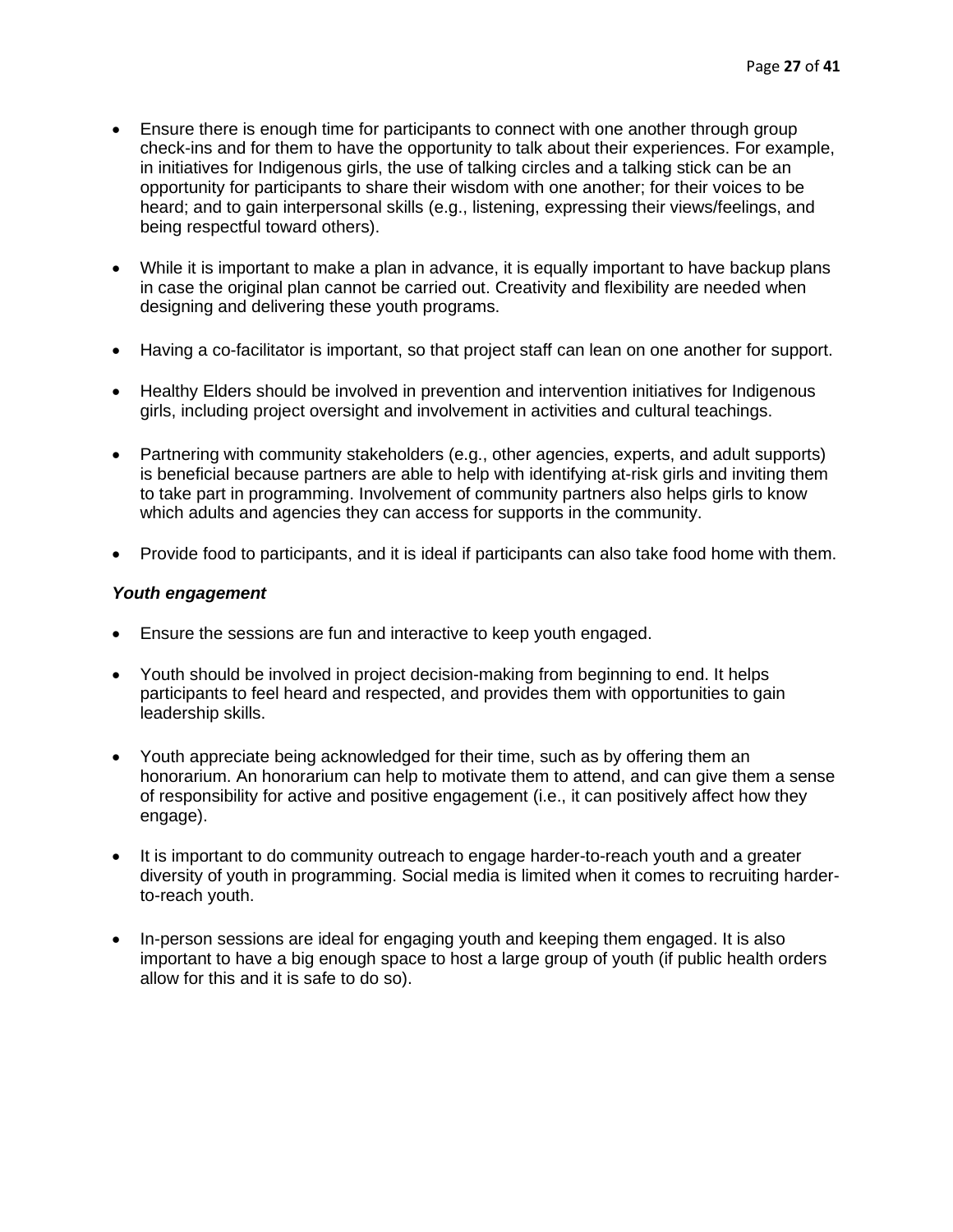- Ensure there is enough time for participants to connect with one another through group check-ins and for them to have the opportunity to talk about their experiences. For example, in initiatives for Indigenous girls, the use of talking circles and a talking stick can be an opportunity for participants to share their wisdom with one another; for their voices to be heard; and to gain interpersonal skills (e.g., listening, expressing their views/feelings, and being respectful toward others).

- While it is important to make a plan in advance, it is equally important to have backup plans in case the original plan cannot be carried out. Creativity and flexibility are needed when designing and delivering these youth programs.

- Having a co-facilitator is important, so that project staff can lean on one another for support.

- Healthy Elders should be involved in prevention and intervention initiatives for Indigenous girls, including project oversight and involvement in activities and cultural teachings.

- Partnering with community stakeholders (e.g., other agencies, experts, and adult supports) is beneficial because partners are able to help with identifying at-risk girls and inviting them to take part in programming. Involvement of community partners also helps girls to know which adults and agencies they can access for supports in the community.

- Provide food to participants, and it is ideal if participants can also take food home with them.

***Youth engagement***

- Ensure the sessions are fun and interactive to keep youth engaged.

- Youth should be involved in project decision-making from beginning to end. It helps participants to feel heard and respected, and provides them with opportunities to gain leadership skills.

- Youth appreciate being acknowledged for their time, such as by offering them an honorarium. An honorarium can help to motivate them to attend, and can give them a sense of responsibility for active and positive engagement (i.e., it can positively affect how they engage).

- It is important to do community outreach to engage harder-to-reach youth and a greater diversity of youth in programming. Social media is limited when it comes to recruiting harder-to-reach youth.

- In-person sessions are ideal for engaging youth and keeping them engaged. It is also important to have a big enough space to host a large group of youth (if public health orders allow for this and it is safe to do so).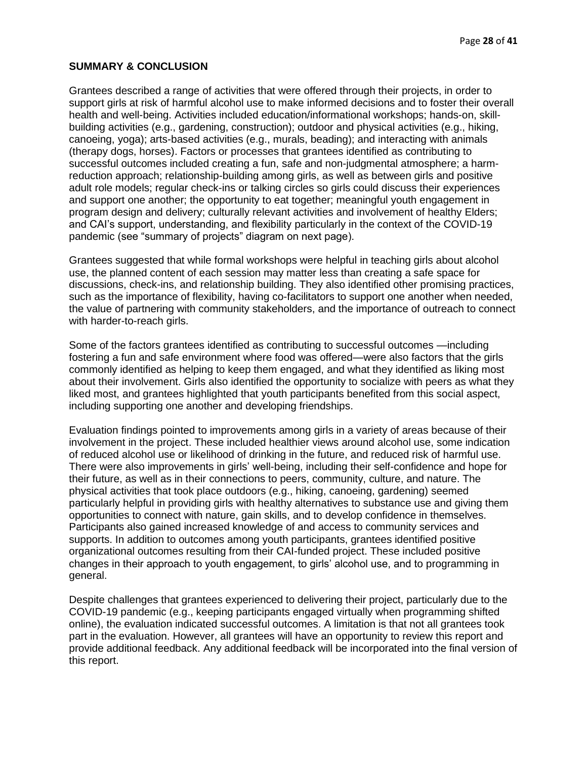## SUMMARY & CONCLUSION

Grantees described a range of activities that were offered through their projects, in order to support girls at risk of harmful alcohol use to make informed decisions and to foster their overall health and well-being. Activities included education/informational workshops; hands-on, skill-building activities (e.g., gardening, construction); outdoor and physical activities (e.g., hiking, canoeing, yoga); arts-based activities (e.g., murals, beading); and interacting with animals (therapy dogs, horses). Factors or processes that grantees identified as contributing to successful outcomes included creating a fun, safe and non-judgmental atmosphere; a harm-reduction approach; relationship-building among girls, as well as between girls and positive adult role models; regular check-ins or talking circles so girls could discuss their experiences and support one another; the opportunity to eat together; meaningful youth engagement in program design and delivery; culturally relevant activities and involvement of healthy Elders; and CAI's support, understanding, and flexibility particularly in the context of the COVID-19 pandemic (see "summary of projects" diagram on next page).

Grantees suggested that while formal workshops were helpful in teaching girls about alcohol use, the planned content of each session may matter less than creating a safe space for discussions, check-ins, and relationship building. They also identified other promising practices, such as the importance of flexibility, having co-facilitators to support one another when needed, the value of partnering with community stakeholders, and the importance of outreach to connect with harder-to-reach girls.

Some of the factors grantees identified as contributing to successful outcomes —including fostering a fun and safe environment where food was offered—were also factors that the girls commonly identified as helping to keep them engaged, and what they identified as liking most about their involvement. Girls also identified the opportunity to socialize with peers as what they liked most, and grantees highlighted that youth participants benefited from this social aspect, including supporting one another and developing friendships.

Evaluation findings pointed to improvements among girls in a variety of areas because of their involvement in the project. These included healthier views around alcohol use, some indication of reduced alcohol use or likelihood of drinking in the future, and reduced risk of harmful use. There were also improvements in girls' well-being, including their self-confidence and hope for their future, as well as in their connections to peers, community, culture, and nature. The physical activities that took place outdoors (e.g., hiking, canoeing, gardening) seemed particularly helpful in providing girls with healthy alternatives to substance use and giving them opportunities to connect with nature, gain skills, and to develop confidence in themselves. Participants also gained increased knowledge of and access to community services and supports. In addition to outcomes among youth participants, grantees identified positive organizational outcomes resulting from their CAI-funded project. These included positive changes in their approach to youth engagement, to girls' alcohol use, and to programming in general.

Despite challenges that grantees experienced to delivering their project, particularly due to the COVID-19 pandemic (e.g., keeping participants engaged virtually when programming shifted online), the evaluation indicated successful outcomes. A limitation is that not all grantees took part in the evaluation. However, all grantees will have an opportunity to review this report and provide additional feedback. Any additional feedback will be incorporated into the final version of this report.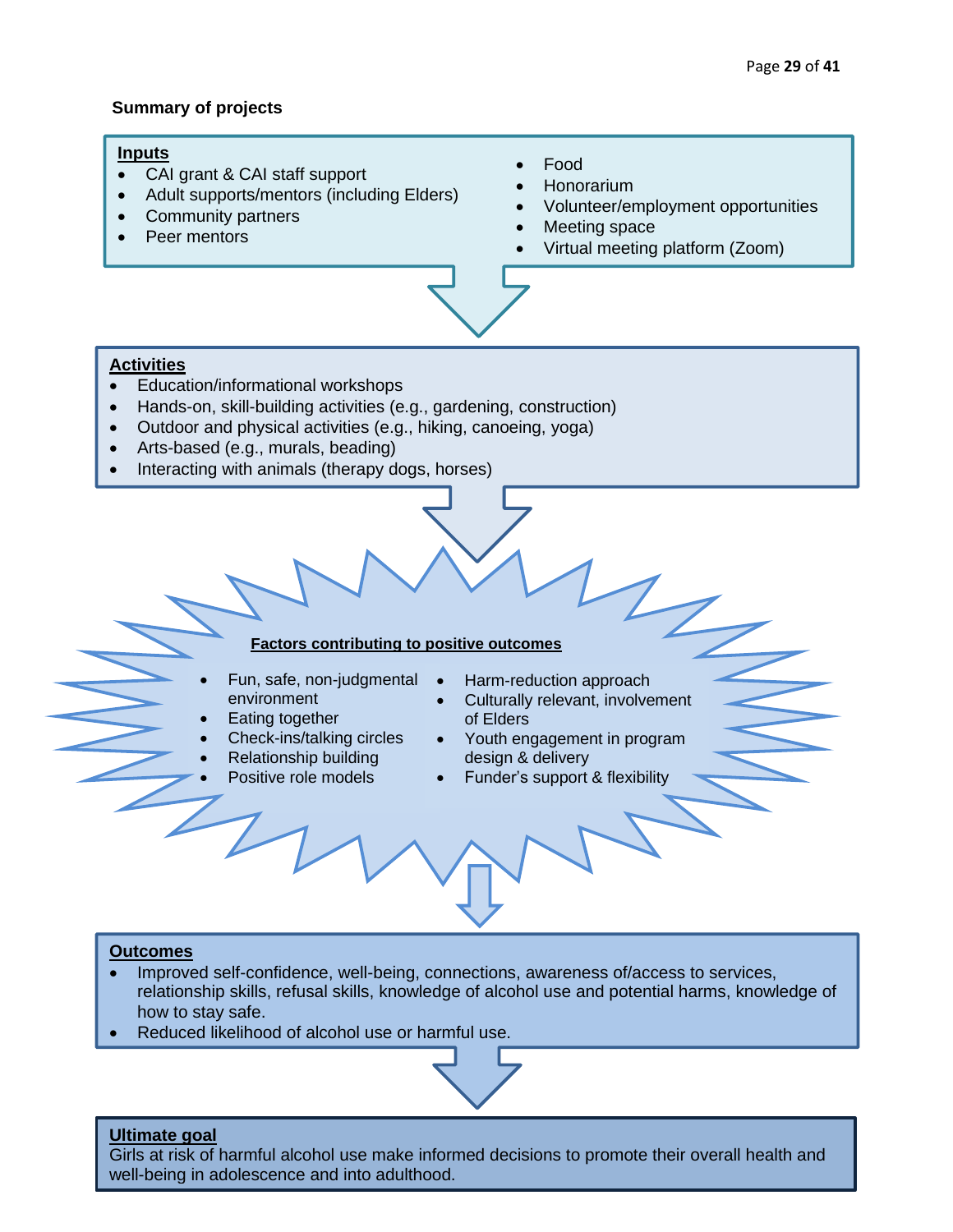**Summary of projects**

**Inputs**

- CAI grant & CAI staff support
- Adult supports/mentors (including Elders)
- Community partners
- Peer mentors
- Food
- Honorarium
- Volunteer/employment opportunities
- Meeting space
- Virtual meeting platform (Zoom)

**Activities**

- Education/informational workshops
- Hands-on, skill-building activities (e.g., gardening, construction)
- Outdoor and physical activities (e.g., hiking, canoeing, yoga)
- Arts-based (e.g., murals, beading)
- Interacting with animals (therapy dogs, horses)

**Factors contributing to positive outcomes**

- Fun, safe, non-judgmental environment
- Eating together
- Check-ins/talking circles
- Relationship building
- Positive role models
- Harm-reduction approach
- Culturally relevant, involvement of Elders
- Youth engagement in program design & delivery
- Funder's support & flexibility

**Outcomes**

- Improved self-confidence, well-being, connections, awareness of/access to services, relationship skills, refusal skills, knowledge of alcohol use and potential harms, knowledge of how to stay safe.
- Reduced likelihood of alcohol use or harmful use.

**Ultimate goal**

Girls at risk of harmful alcohol use make informed decisions to promote their overall health and well-being in adolescence and into adulthood.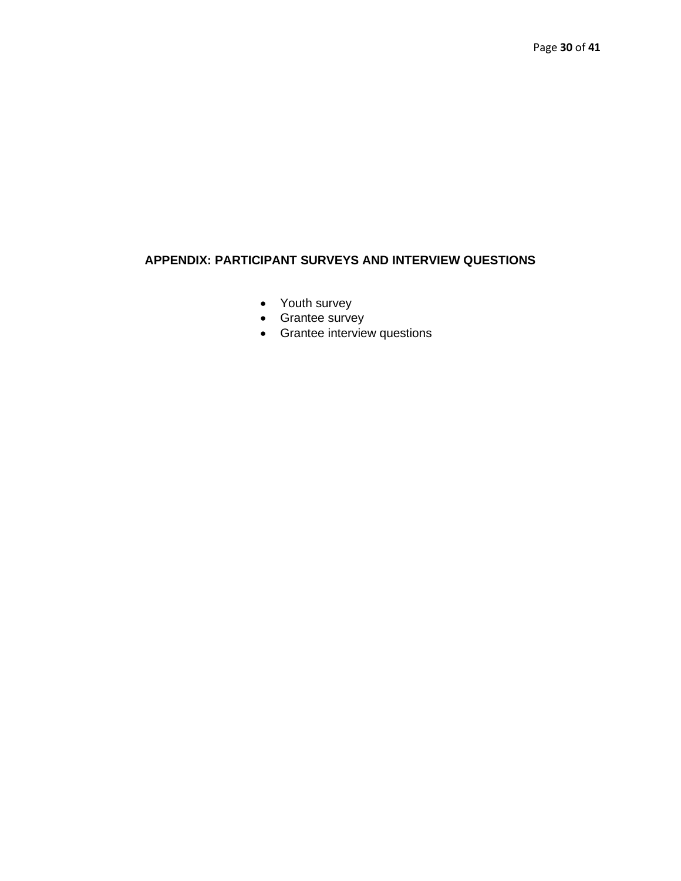# APPENDIX: PARTICIPANT SURVEYS AND INTERVIEW QUESTIONS

- Youth survey
- Grantee survey
- Grantee interview questions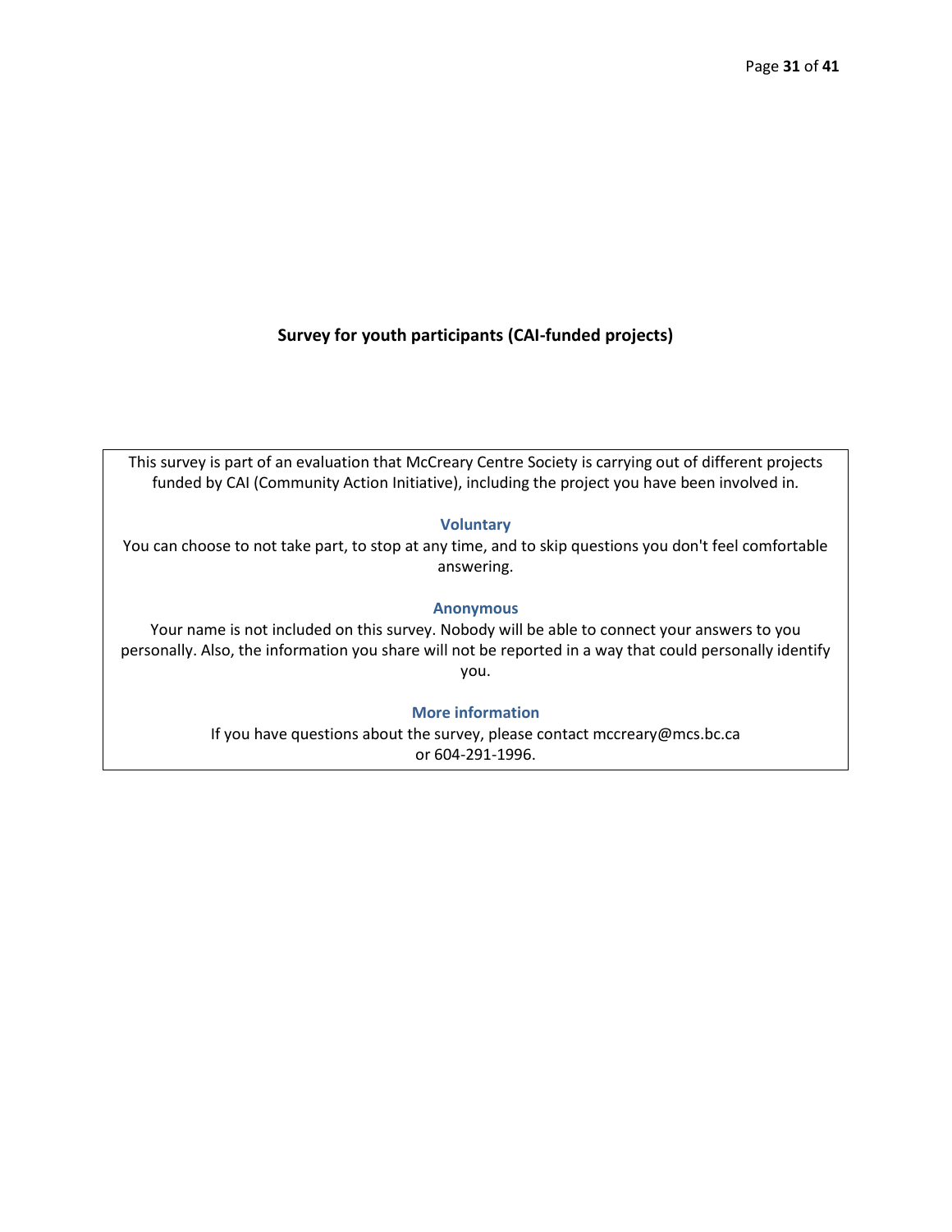**Survey for youth participants (CAI-funded projects)**

This survey is part of an evaluation that McCreary Centre Society is carrying out of different projects funded by CAI (Community Action Initiative), including the project you have been involved in.

**Voluntary**

You can choose to not take part, to stop at any time, and to skip questions you don't feel comfortable answering.

**Anonymous**

Your name is not included on this survey. Nobody will be able to connect your answers to you personally. Also, the information you share will not be reported in a way that could personally identify you.

**More information**

If you have questions about the survey, please contact mccreary@mcs.bc.ca or 604-291-1996.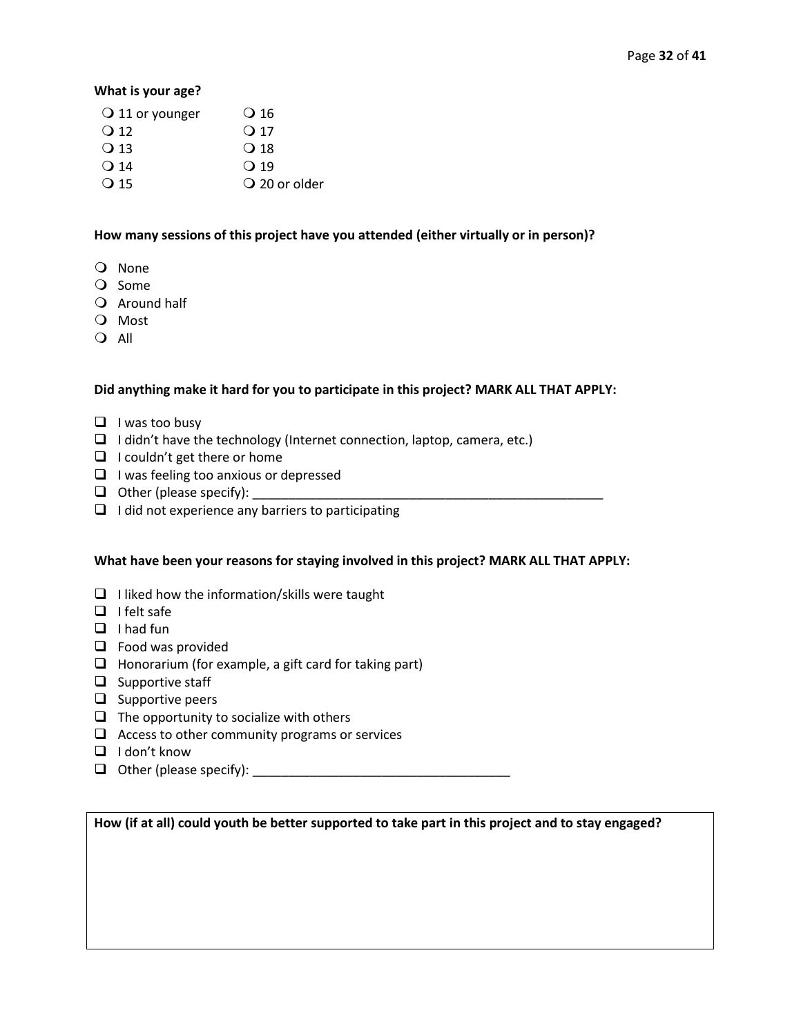**What is your age?**

- ❍ 11 or younger
- ❍ 12
- ❍ 13
- ❍ 14
- ❍ 15
- ❍ 16
- ❍ 17
- ❍ 18
- ❍ 19
- ❍ 20 or older

**How many sessions of this project have you attended (either virtually or in person)?**

- ❍ None
- ❍ Some
- ❍ Around half
- ❍ Most
- ❍ All

**Did anything make it hard for you to participate in this project? MARK ALL THAT APPLY:**

- ❑ I was too busy
- ❑ I didn't have the technology (Internet connection, laptop, camera, etc.)
- ❑ I couldn't get there or home
- ❑ I was feeling too anxious or depressed
- ❑ Other (please specify): ___________________________________________________
- ❑ I did not experience any barriers to participating

**What have been your reasons for staying involved in this project? MARK ALL THAT APPLY:**

- ❑ I liked how the information/skills were taught
- ❑ I felt safe
- ❑ I had fun
- ❑ Food was provided
- ❑ Honorarium (for example, a gift card for taking part)
- ❑ Supportive staff
- ❑ Supportive peers
- ❑ The opportunity to socialize with others
- ❑ Access to other community programs or services
- ❑ I don't know
- ❑ Other (please specify): ____________________________________

| **How (if at all) could youth be better supported to take part in this project and to stay engaged?** |
|---|
| |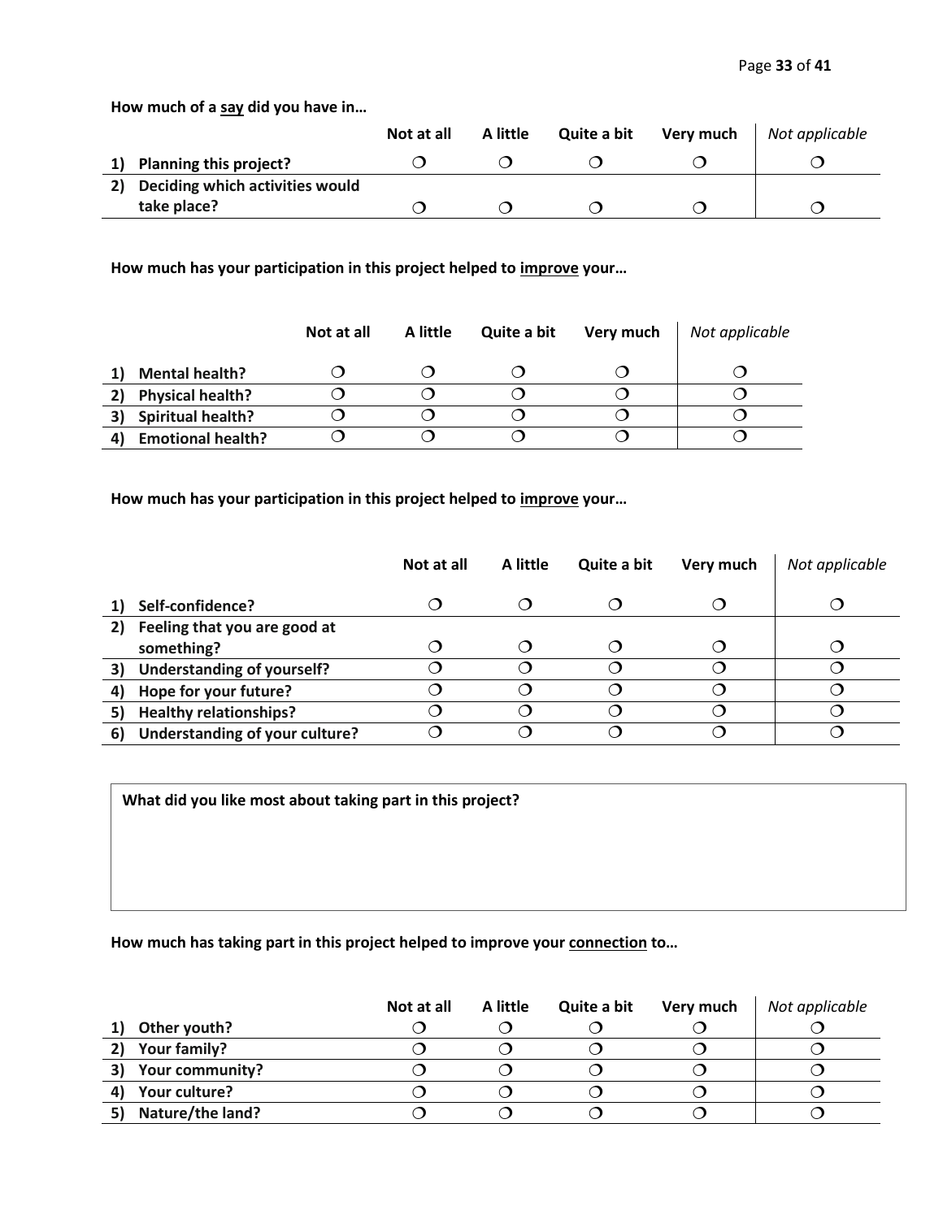**How much of a say did you have in…**

| | Not at all | A little | Quite a bit | Very much | *Not applicable* |
|---|---|---|---|---|---|
| 1) Planning this project? | ❍ | ❍ | ❍ | ❍ | ❍ |
| 2) Deciding which activities would take place? | ❍ | ❍ | ❍ | ❍ | ❍ |

**How much has your participation in this project helped to improve your…**

| | Not at all | A little | Quite a bit | Very much | *Not applicable* |
|---|---|---|---|---|---|
| 1) Mental health? | ❍ | ❍ | ❍ | ❍ | ❍ |
| 2) Physical health? | ❍ | ❍ | ❍ | ❍ | ❍ |
| 3) Spiritual health? | ❍ | ❍ | ❍ | ❍ | ❍ |
| 4) Emotional health? | ❍ | ❍ | ❍ | ❍ | ❍ |

**How much has your participation in this project helped to improve your…**

| | Not at all | A little | Quite a bit | Very much | *Not applicable* |
|---|---|---|---|---|---|
| 1) Self-confidence? | ❍ | ❍ | ❍ | ❍ | ❍ |
| 2) Feeling that you are good at something? | ❍ | ❍ | ❍ | ❍ | ❍ |
| 3) Understanding of yourself? | ❍ | ❍ | ❍ | ❍ | ❍ |
| 4) Hope for your future? | ❍ | ❍ | ❍ | ❍ | ❍ |
| 5) Healthy relationships? | ❍ | ❍ | ❍ | ❍ | ❍ |
| 6) Understanding of your culture? | ❍ | ❍ | ❍ | ❍ | ❍ |

**What did you like most about taking part in this project?**

**How much has taking part in this project helped to improve your connection to…**

| | Not at all | A little | Quite a bit | Very much | *Not applicable* |
|---|---|---|---|---|---|
| 1) Other youth? | ❍ | ❍ | ❍ | ❍ | ❍ |
| 2) Your family? | ❍ | ❍ | ❍ | ❍ | ❍ |
| 3) Your community? | ❍ | ❍ | ❍ | ❍ | ❍ |
| 4) Your culture? | ❍ | ❍ | ❍ | ❍ | ❍ |
| 5) Nature/the land? | ❍ | ❍ | ❍ | ❍ | ❍ |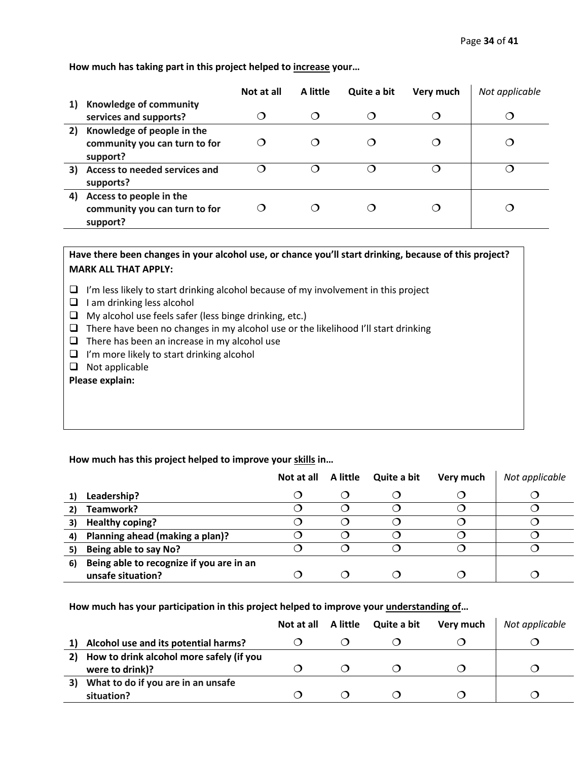**How much has taking part in this project helped to <u>increase</u> your…**

| | Not at all | A little | Quite a bit | Very much | *Not applicable* |
|---|---|---|---|---|---|
| **1) Knowledge of community services and supports?** | ❍ | ❍ | ❍ | ❍ | ❍ |
| **2) Knowledge of people in the community you can turn to for support?** | ❍ | ❍ | ❍ | ❍ | ❍ |
| **3) Access to needed services and supports?** | ❍ | ❍ | ❍ | ❍ | ❍ |
| **4) Access to people in the community you can turn to for support?** | ❍ | ❍ | ❍ | ❍ | ❍ |

**Have there been changes in your alcohol use, or chance you'll start drinking, because of this project? MARK ALL THAT APPLY:**

- ❑ I'm less likely to start drinking alcohol because of my involvement in this project
- ❑ I am drinking less alcohol
- ❑ My alcohol use feels safer (less binge drinking, etc.)
- ❑ There have been no changes in my alcohol use or the likelihood I'll start drinking
- ❑ There has been an increase in my alcohol use
- ❑ I'm more likely to start drinking alcohol
- ❑ Not applicable

**Please explain:**

**How much has this project helped to improve your <u>skills</u> in…**

| | Not at all | A little | Quite a bit | Very much | *Not applicable* |
|---|---|---|---|---|---|
| **1) Leadership?** | ❍ | ❍ | ❍ | ❍ | ❍ |
| **2) Teamwork?** | ❍ | ❍ | ❍ | ❍ | ❍ |
| **3) Healthy coping?** | ❍ | ❍ | ❍ | ❍ | ❍ |
| **4) Planning ahead (making a plan)?** | ❍ | ❍ | ❍ | ❍ | ❍ |
| **5) Being able to say No?** | ❍ | ❍ | ❍ | ❍ | ❍ |
| **6) Being able to recognize if you are in an unsafe situation?** | ❍ | ❍ | ❍ | ❍ | ❍ |

**How much has your participation in this project helped to improve your <u>understanding of</u>…**

| | Not at all | A little | Quite a bit | Very much | *Not applicable* |
|---|---|---|---|---|---|
| **1) Alcohol use and its potential harms?** | ❍ | ❍ | ❍ | ❍ | ❍ |
| **2) How to drink alcohol more safely (if you were to drink)?** | ❍ | ❍ | ❍ | ❍ | ❍ |
| **3) What to do if you are in an unsafe situation?** | ❍ | ❍ | ❍ | ❍ | ❍ |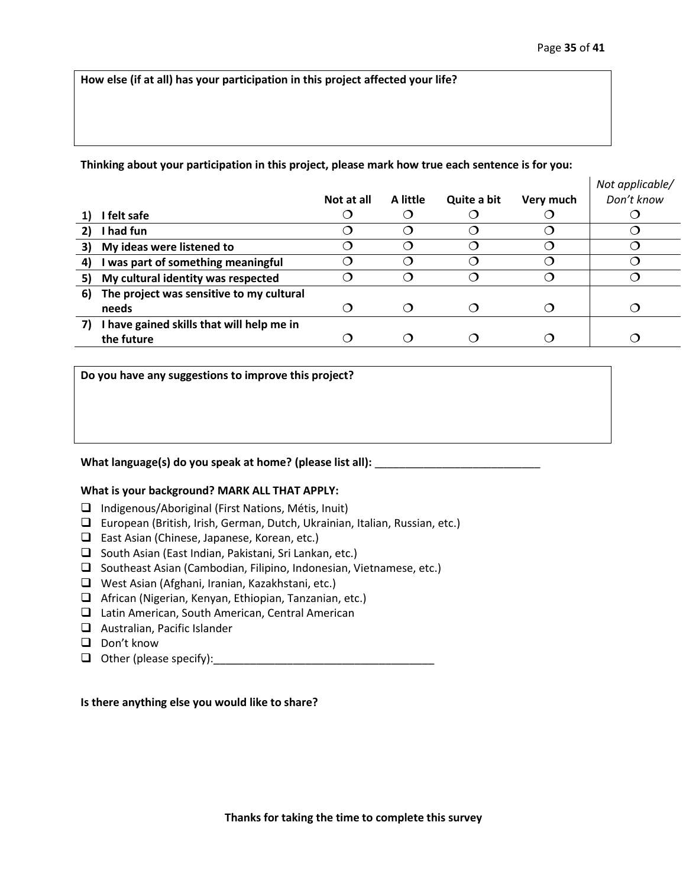**How else (if at all) has your participation in this project affected your life?**

**Thinking about your participation in this project, please mark how true each sentence is for you:**

| | | Not at all | A little | Quite a bit | Very much | *Not applicable/ Don't know* |
|---|---|---|---|---|---|---|
| 1) | I felt safe | ❍ | ❍ | ❍ | ❍ | ❍ |
| 2) | I had fun | ❍ | ❍ | ❍ | ❍ | ❍ |
| 3) | My ideas were listened to | ❍ | ❍ | ❍ | ❍ | ❍ |
| 4) | I was part of something meaningful | ❍ | ❍ | ❍ | ❍ | ❍ |
| 5) | My cultural identity was respected | ❍ | ❍ | ❍ | ❍ | ❍ |
| 6) | The project was sensitive to my cultural needs | ❍ | ❍ | ❍ | ❍ | ❍ |
| 7) | I have gained skills that will help me in the future | ❍ | ❍ | ❍ | ❍ | ❍ |

**Do you have any suggestions to improve this project?**

**What language(s) do you speak at home? (please list all):** ___________________________

**What is your background? MARK ALL THAT APPLY:**

- ❑ Indigenous/Aboriginal (First Nations, Métis, Inuit)
- ❑ European (British, Irish, German, Dutch, Ukrainian, Italian, Russian, etc.)
- ❑ East Asian (Chinese, Japanese, Korean, etc.)
- ❑ South Asian (East Indian, Pakistani, Sri Lankan, etc.)
- ❑ Southeast Asian (Cambodian, Filipino, Indonesian, Vietnamese, etc.)
- ❑ West Asian (Afghani, Iranian, Kazakhstani, etc.)
- ❑ African (Nigerian, Kenyan, Ethiopian, Tanzanian, etc.)
- ❑ Latin American, South American, Central American
- ❑ Australian, Pacific Islander
- ❑ Don't know
- ❑ Other (please specify):_____________________________________

**Is there anything else you would like to share?**

**Thanks for taking the time to complete this survey**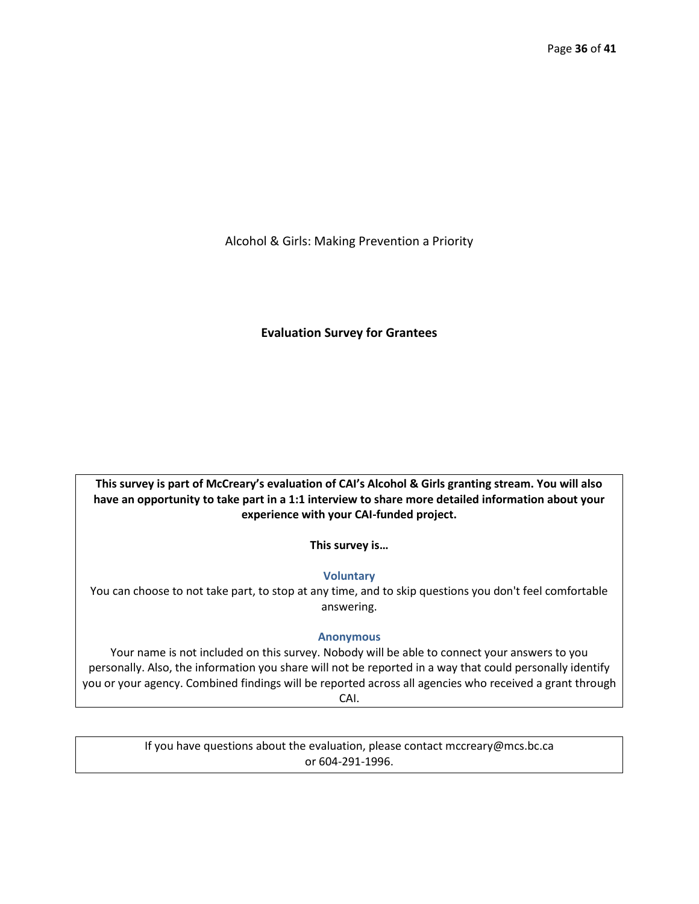Alcohol & Girls: Making Prevention a Priority

**Evaluation Survey for Grantees**

**This survey is part of McCreary's evaluation of CAI's Alcohol & Girls granting stream. You will also have an opportunity to take part in a 1:1 interview to share more detailed information about your experience with your CAI-funded project.**

**This survey is…**

**Voluntary**

You can choose to not take part, to stop at any time, and to skip questions you don't feel comfortable answering.

**Anonymous**

Your name is not included on this survey. Nobody will be able to connect your answers to you personally. Also, the information you share will not be reported in a way that could personally identify you or your agency. Combined findings will be reported across all agencies who received a grant through CAI.

If you have questions about the evaluation, please contact mccreary@mcs.bc.ca or 604-291-1996.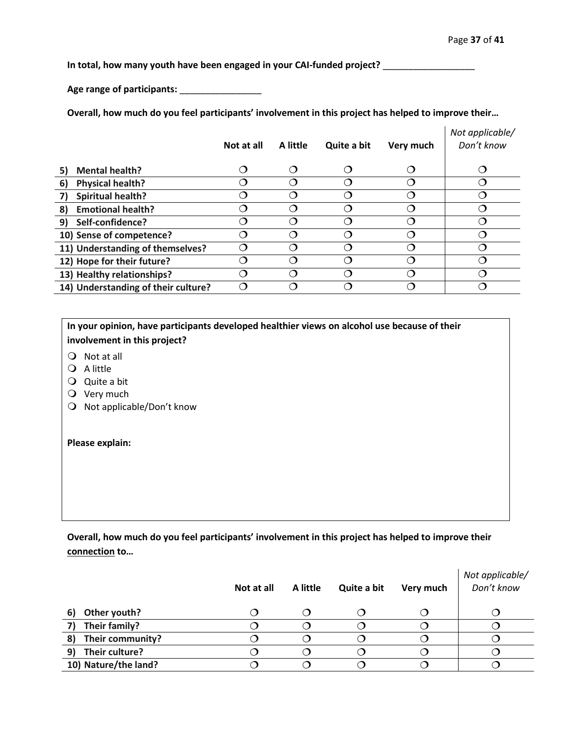**In total, how many youth have been engaged in your CAI-funded project?** __________________

**Age range of participants:** ________________

**Overall, how much do you feel participants' involvement in this project has helped to improve their…**

| | Not at all | A little | Quite a bit | Very much | *Not applicable/ Don't know* |
|---|---|---|---|---|---|
| **5) Mental health?** | ❍ | ❍ | ❍ | ❍ | ❍ |
| **6) Physical health?** | ❍ | ❍ | ❍ | ❍ | ❍ |
| **7) Spiritual health?** | ❍ | ❍ | ❍ | ❍ | ❍ |
| **8) Emotional health?** | ❍ | ❍ | ❍ | ❍ | ❍ |
| **9) Self-confidence?** | ❍ | ❍ | ❍ | ❍ | ❍ |
| **10) Sense of competence?** | ❍ | ❍ | ❍ | ❍ | ❍ |
| **11) Understanding of themselves?** | ❍ | ❍ | ❍ | ❍ | ❍ |
| **12) Hope for their future?** | ❍ | ❍ | ❍ | ❍ | ❍ |
| **13) Healthy relationships?** | ❍ | ❍ | ❍ | ❍ | ❍ |
| **14) Understanding of their culture?** | ❍ | ❍ | ❍ | ❍ | ❍ |

**In your opinion, have participants developed healthier views on alcohol use because of their involvement in this project?**

- ❍ Not at all
- ❍ A little
- ❍ Quite a bit
- ❍ Very much
- ❍ Not applicable/Don't know

**Please explain:**

**Overall, how much do you feel participants' involvement in this project has helped to improve their <u>connection</u> to…**

| | Not at all | A little | Quite a bit | Very much | *Not applicable/ Don't know* |
|---|---|---|---|---|---|
| **6) Other youth?** | ❍ | ❍ | ❍ | ❍ | ❍ |
| **7) Their family?** | ❍ | ❍ | ❍ | ❍ | ❍ |
| **8) Their community?** | ❍ | ❍ | ❍ | ❍ | ❍ |
| **9) Their culture?** | ❍ | ❍ | ❍ | ❍ | ❍ |
| **10) Nature/the land?** | ❍ | ❍ | ❍ | ❍ | ❍ |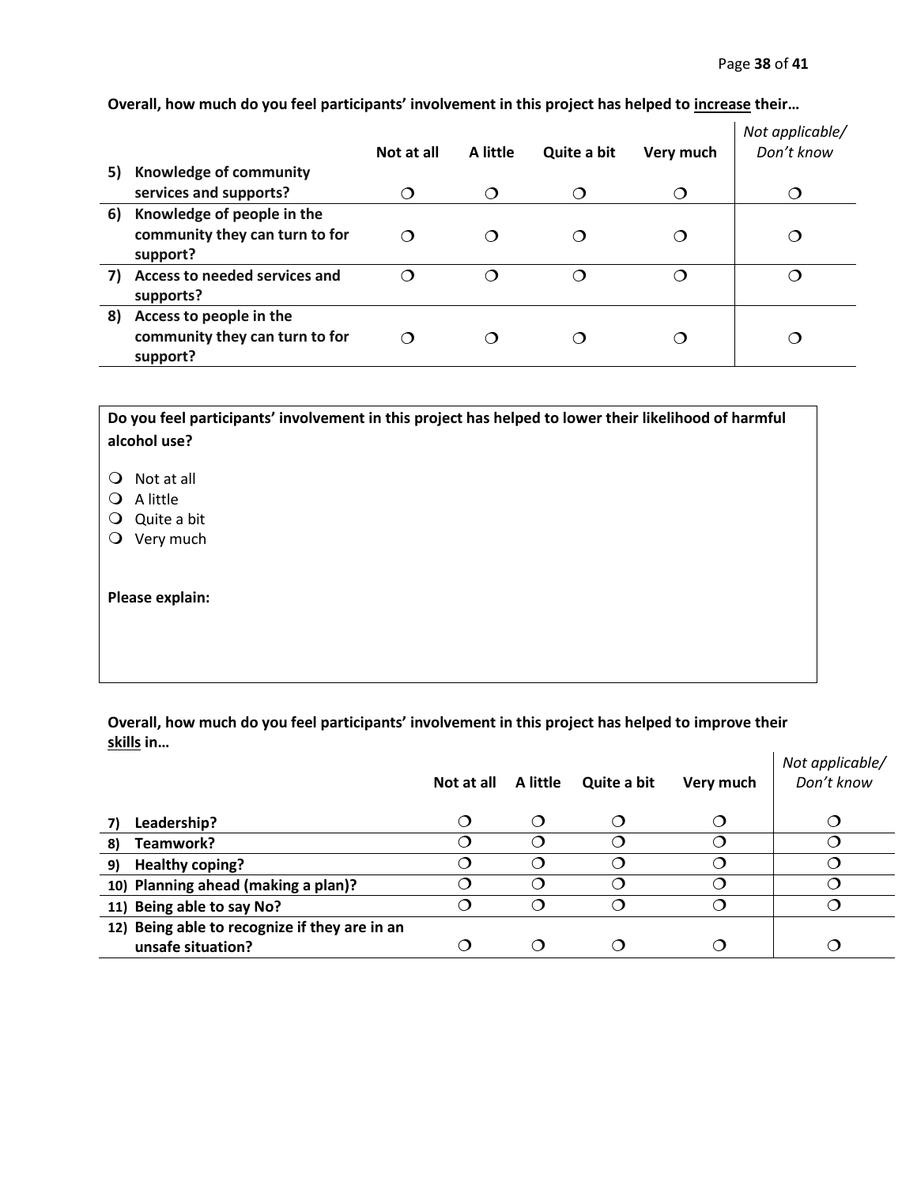**Overall, how much do you feel participants' involvement in this project has helped to <u>increase</u> their…**

| | Not at all | A little | Quite a bit | Very much | *Not applicable/ Don't know* |
|---|---|---|---|---|---|
| **5) Knowledge of community services and supports?** | ❍ | ❍ | ❍ | ❍ | ❍ |
| **6) Knowledge of people in the community they can turn to for support?** | ❍ | ❍ | ❍ | ❍ | ❍ |
| **7) Access to needed services and supports?** | ❍ | ❍ | ❍ | ❍ | ❍ |
| **8) Access to people in the community they can turn to for support?** | ❍ | ❍ | ❍ | ❍ | ❍ |

**Do you feel participants' involvement in this project has helped to lower their likelihood of harmful alcohol use?**

- ❍ Not at all
- ❍ A little
- ❍ Quite a bit
- ❍ Very much

**Please explain:**

**Overall, how much do you feel participants' involvement in this project has helped to improve their <u>skills</u> in…**

| | Not at all | A little | Quite a bit | Very much | *Not applicable/ Don't know* |
|---|---|---|---|---|---|
| **7) Leadership?** | ❍ | ❍ | ❍ | ❍ | ❍ |
| **8) Teamwork?** | ❍ | ❍ | ❍ | ❍ | ❍ |
| **9) Healthy coping?** | ❍ | ❍ | ❍ | ❍ | ❍ |
| **10) Planning ahead (making a plan)?** | ❍ | ❍ | ❍ | ❍ | ❍ |
| **11) Being able to say No?** | ❍ | ❍ | ❍ | ❍ | ❍ |
| **12) Being able to recognize if they are in an unsafe situation?** | ❍ | ❍ | ❍ | ❍ | ❍ |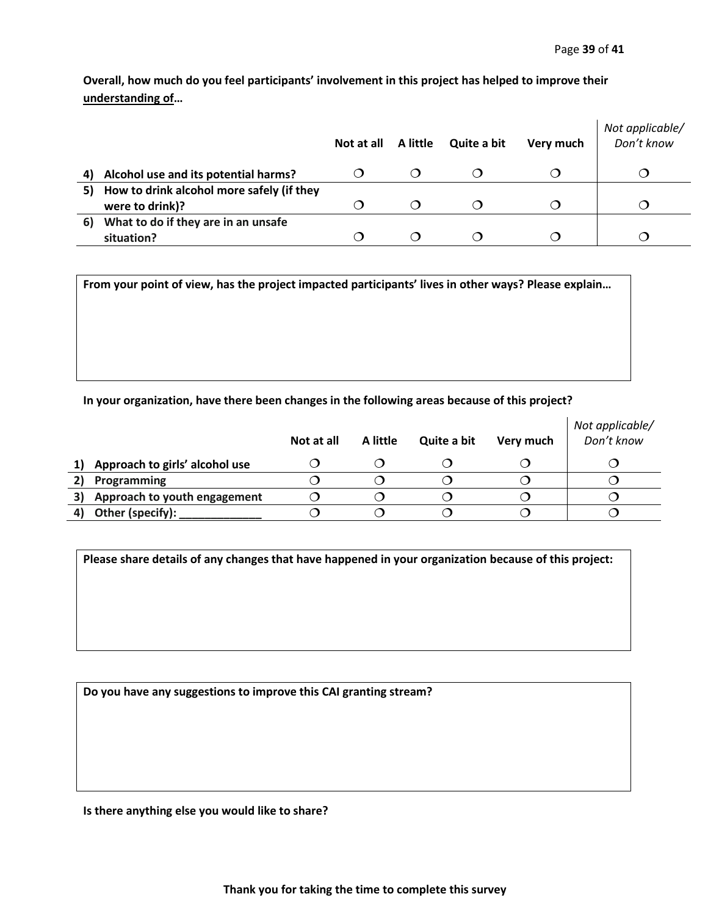**Overall, how much do you feel participants' involvement in this project has helped to improve their understanding of…**

| | Not at all | A little | Quite a bit | Very much | *Not applicable/ Don't know* |
|---|---|---|---|---|---|
| **4) Alcohol use and its potential harms?** | ❍ | ❍ | ❍ | ❍ | ❍ |
| **5) How to drink alcohol more safely (if they were to drink)?** | ❍ | ❍ | ❍ | ❍ | ❍ |
| **6) What to do if they are in an unsafe situation?** | ❍ | ❍ | ❍ | ❍ | ❍ |

**From your point of view, has the project impacted participants' lives in other ways? Please explain…**

**In your organization, have there been changes in the following areas because of this project?**

| | Not at all | A little | Quite a bit | Very much | *Not applicable/ Don't know* |
|---|---|---|---|---|---|
| **1) Approach to girls' alcohol use** | ❍ | ❍ | ❍ | ❍ | ❍ |
| **2) Programming** | ❍ | ❍ | ❍ | ❍ | ❍ |
| **3) Approach to youth engagement** | ❍ | ❍ | ❍ | ❍ | ❍ |
| **4) Other (specify): _____________** | ❍ | ❍ | ❍ | ❍ | ❍ |

**Please share details of any changes that have happened in your organization because of this project:**

**Do you have any suggestions to improve this CAI granting stream?**

**Is there anything else you would like to share?**

**Thank you for taking the time to complete this survey**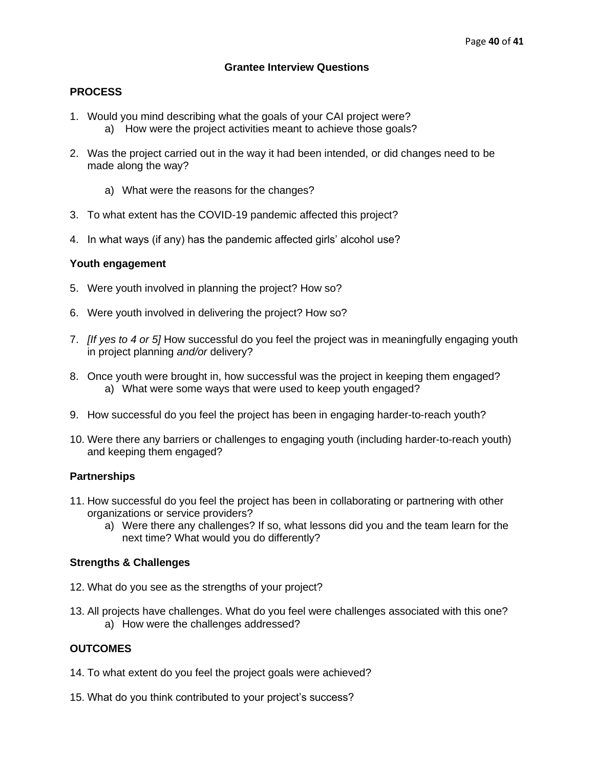## Grantee Interview Questions

### PROCESS

1. Would you mind describing what the goals of your CAI project were?
    a) How were the project activities meant to achieve those goals?

2. Was the project carried out in the way it had been intended, or did changes need to be made along the way?

    a) What were the reasons for the changes?

3. To what extent has the COVID-19 pandemic affected this project?

4. In what ways (if any) has the pandemic affected girls' alcohol use?

#### Youth engagement

5. Were youth involved in planning the project? How so?

6. Were youth involved in delivering the project? How so?

7. *[If yes to 4 or 5]* How successful do you feel the project was in meaningfully engaging youth in project planning *and/or* delivery?

8. Once youth were brought in, how successful was the project in keeping them engaged?
    a) What were some ways that were used to keep youth engaged?

9. How successful do you feel the project has been in engaging harder-to-reach youth?

10. Were there any barriers or challenges to engaging youth (including harder-to-reach youth) and keeping them engaged?

#### Partnerships

11. How successful do you feel the project has been in collaborating or partnering with other organizations or service providers?
    a) Were there any challenges? If so, what lessons did you and the team learn for the next time? What would you do differently?

#### Strengths & Challenges

12. What do you see as the strengths of your project?

13. All projects have challenges. What do you feel were challenges associated with this one?
    a) How were the challenges addressed?

### OUTCOMES

14. To what extent do you feel the project goals were achieved?

15. What do you think contributed to your project's success?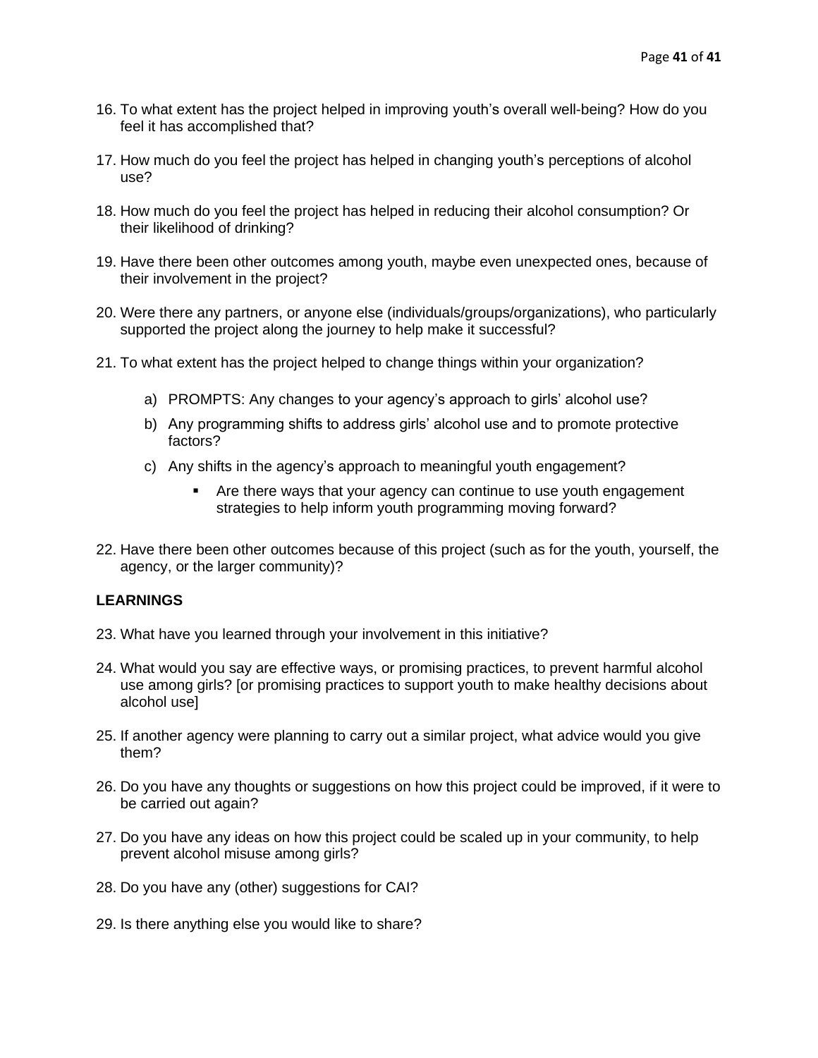16. To what extent has the project helped in improving youth's overall well-being? How do you feel it has accomplished that?

17. How much do you feel the project has helped in changing youth's perceptions of alcohol use?

18. How much do you feel the project has helped in reducing their alcohol consumption? Or their likelihood of drinking?

19. Have there been other outcomes among youth, maybe even unexpected ones, because of their involvement in the project?

20. Were there any partners, or anyone else (individuals/groups/organizations), who particularly supported the project along the journey to help make it successful?

21. To what extent has the project helped to change things within your organization?

    a) PROMPTS: Any changes to your agency's approach to girls' alcohol use?

    b) Any programming shifts to address girls' alcohol use and to promote protective factors?

    c) Any shifts in the agency's approach to meaningful youth engagement?

       - Are there ways that your agency can continue to use youth engagement strategies to help inform youth programming moving forward?

22. Have there been other outcomes because of this project (such as for the youth, yourself, the agency, or the larger community)?

**LEARNINGS**

23. What have you learned through your involvement in this initiative?

24. What would you say are effective ways, or promising practices, to prevent harmful alcohol use among girls? [or promising practices to support youth to make healthy decisions about alcohol use]

25. If another agency were planning to carry out a similar project, what advice would you give them?

26. Do you have any thoughts or suggestions on how this project could be improved, if it were to be carried out again?

27. Do you have any ideas on how this project could be scaled up in your community, to help prevent alcohol misuse among girls?

28. Do you have any (other) suggestions for CAI?

29. Is there anything else you would like to share?